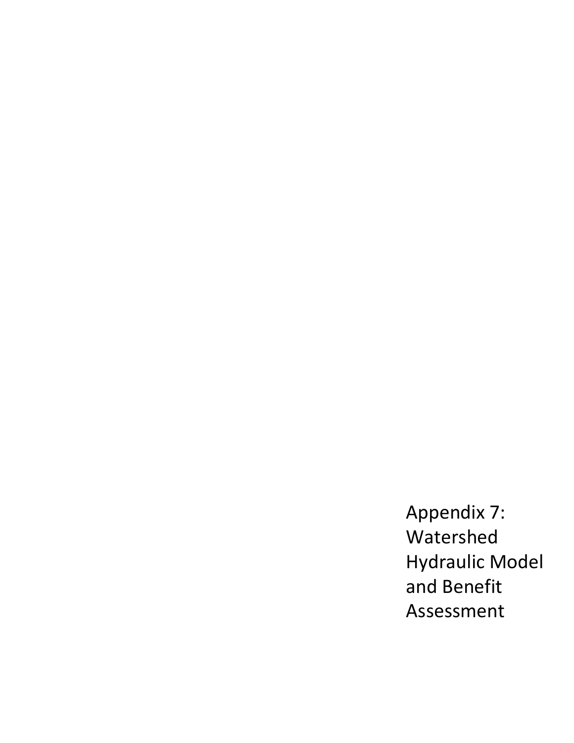# Appendix 7: Watershed Hydraulic Model and Benefit Assessment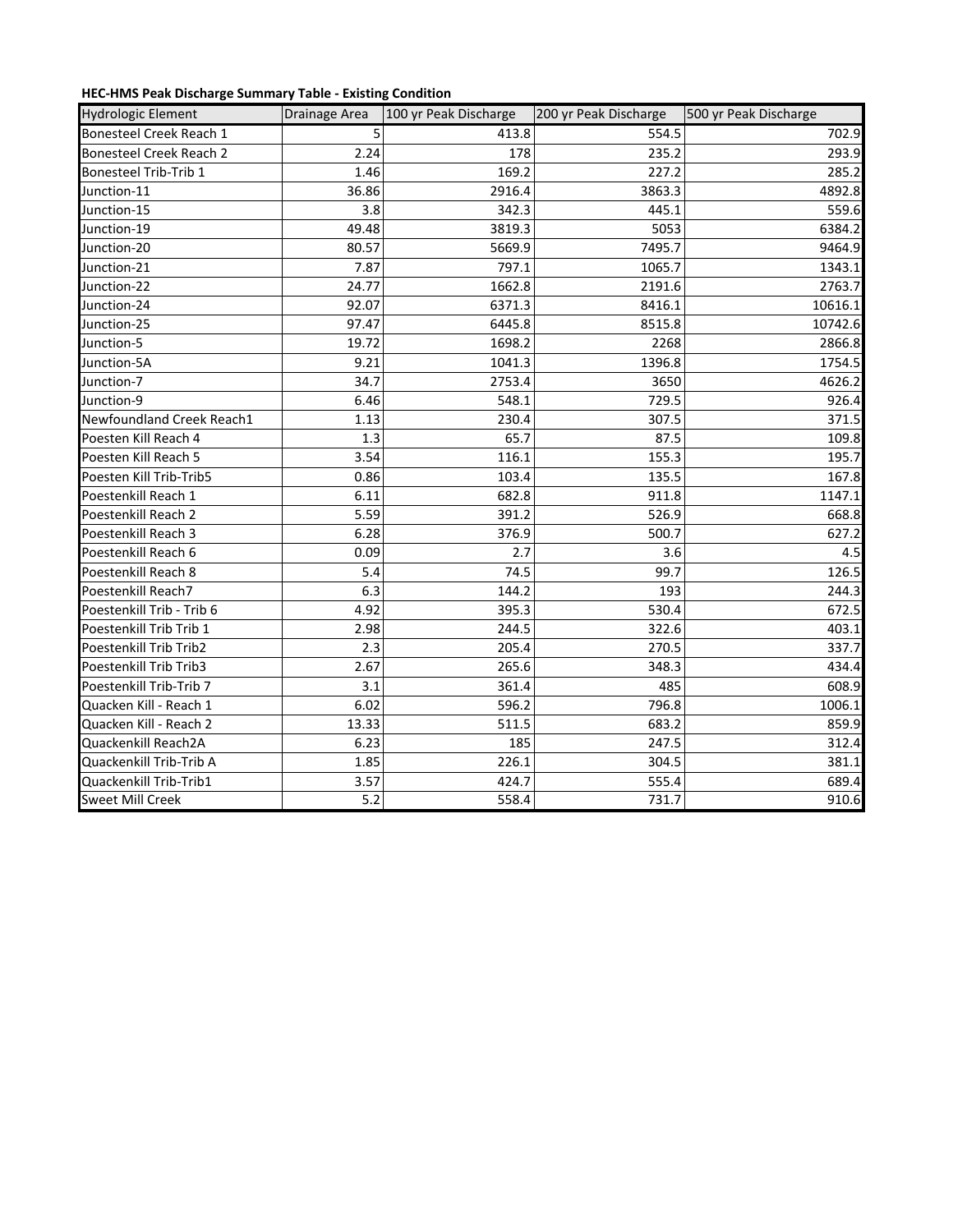**HEC-HMS Peak Discharge Summary Table - Existing Condition**

| Hydrologic Element | Drainage Area | 100 yr Peak Discharge | 200 yr Peak Discharge | 500 yr Peak Discharge |
|---|---|---|---|---|
| Bonesteel Creek Reach 1 | 5 | 413.8 | 554.5 | 702.9 |
| Bonesteel Creek Reach 2 | 2.24 | 178 | 235.2 | 293.9 |
| Bonesteel Trib-Trib 1 | 1.46 | 169.2 | 227.2 | 285.2 |
| Junction-11 | 36.86 | 2916.4 | 3863.3 | 4892.8 |
| Junction-15 | 3.8 | 342.3 | 445.1 | 559.6 |
| Junction-19 | 49.48 | 3819.3 | 5053 | 6384.2 |
| Junction-20 | 80.57 | 5669.9 | 7495.7 | 9464.9 |
| Junction-21 | 7.87 | 797.1 | 1065.7 | 1343.1 |
| Junction-22 | 24.77 | 1662.8 | 2191.6 | 2763.7 |
| Junction-24 | 92.07 | 6371.3 | 8416.1 | 10616.1 |
| Junction-25 | 97.47 | 6445.8 | 8515.8 | 10742.6 |
| Junction-5 | 19.72 | 1698.2 | 2268 | 2866.8 |
| Junction-5A | 9.21 | 1041.3 | 1396.8 | 1754.5 |
| Junction-7 | 34.7 | 2753.4 | 3650 | 4626.2 |
| Junction-9 | 6.46 | 548.1 | 729.5 | 926.4 |
| Newfoundland Creek Reach1 | 1.13 | 230.4 | 307.5 | 371.5 |
| Poesten Kill Reach 4 | 1.3 | 65.7 | 87.5 | 109.8 |
| Poesten Kill Reach 5 | 3.54 | 116.1 | 155.3 | 195.7 |
| Poesten Kill Trib-Trib5 | 0.86 | 103.4 | 135.5 | 167.8 |
| Poestenkill Reach 1 | 6.11 | 682.8 | 911.8 | 1147.1 |
| Poestenkill Reach 2 | 5.59 | 391.2 | 526.9 | 668.8 |
| Poestenkill Reach 3 | 6.28 | 376.9 | 500.7 | 627.2 |
| Poestenkill Reach 6 | 0.09 | 2.7 | 3.6 | 4.5 |
| Poestenkill Reach 8 | 5.4 | 74.5 | 99.7 | 126.5 |
| Poestenkill Reach7 | 6.3 | 144.2 | 193 | 244.3 |
| Poestenkill Trib - Trib 6 | 4.92 | 395.3 | 530.4 | 672.5 |
| Poestenkill Trib Trib 1 | 2.98 | 244.5 | 322.6 | 403.1 |
| Poestenkill Trib Trib2 | 2.3 | 205.4 | 270.5 | 337.7 |
| Poestenkill Trib Trib3 | 2.67 | 265.6 | 348.3 | 434.4 |
| Poestenkill Trib-Trib 7 | 3.1 | 361.4 | 485 | 608.9 |
| Quacken Kill - Reach 1 | 6.02 | 596.2 | 796.8 | 1006.1 |
| Quacken Kill - Reach 2 | 13.33 | 511.5 | 683.2 | 859.9 |
| Quackenkill Reach2A | 6.23 | 185 | 247.5 | 312.4 |
| Quackenkill Trib-Trib A | 1.85 | 226.1 | 304.5 | 381.1 |
| Quackenkill Trib-Trib1 | 3.57 | 424.7 | 555.4 | 689.4 |
| Sweet Mill Creek | 5.2 | 558.4 | 731.7 | 910.6 |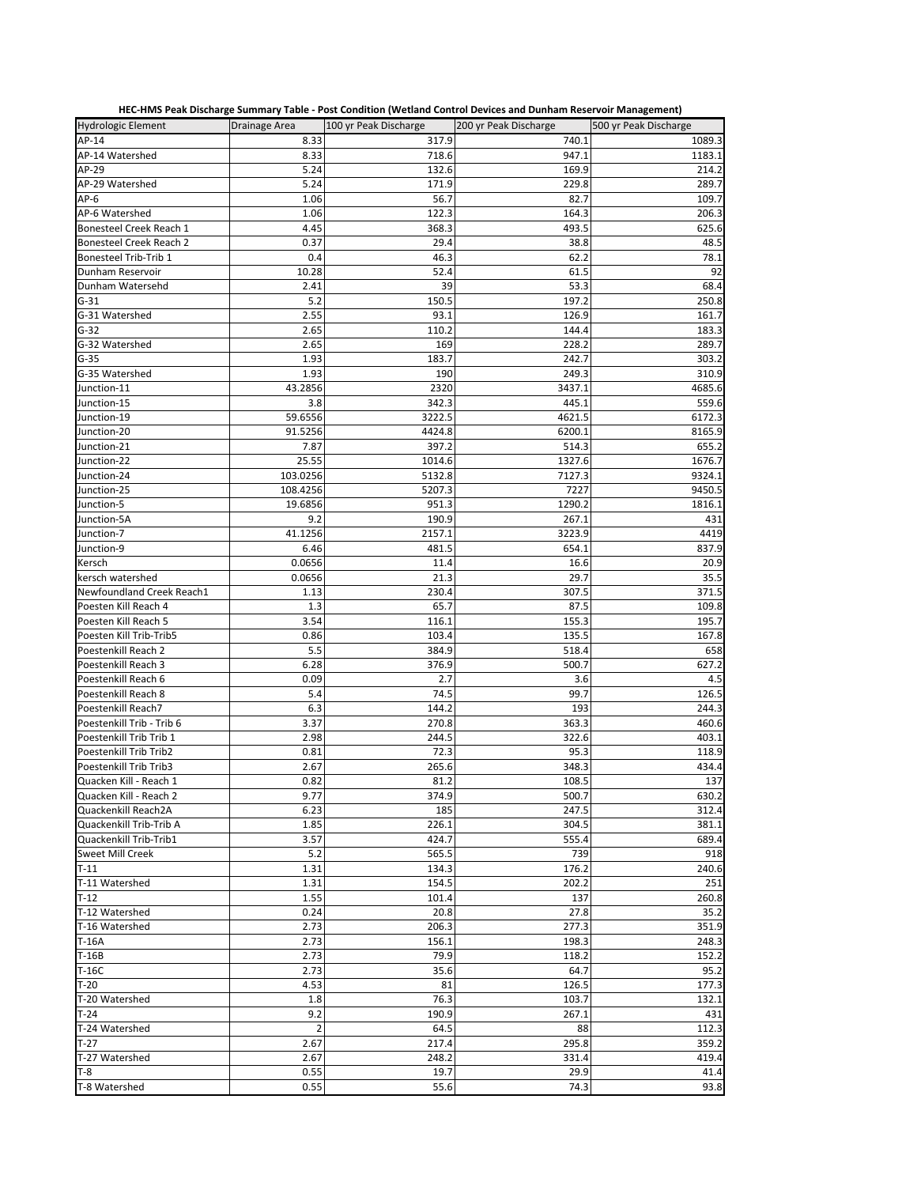**HEC-HMS Peak Discharge Summary Table - Post Condition (Wetland Control Devices and Dunham Reservoir Management)**

| Hydrologic Element | Drainage Area | 100 yr Peak Discharge | 200 yr Peak Discharge | 500 yr Peak Discharge |
|---|---|---|---|---|
| AP-14 | 8.33 | 317.9 | 740.1 | 1089.3 |
| AP-14 Watershed | 8.33 | 718.6 | 947.1 | 1183.1 |
| AP-29 | 5.24 | 132.6 | 169.9 | 214.2 |
| AP-29 Watershed | 5.24 | 171.9 | 229.8 | 289.7 |
| AP-6 | 1.06 | 56.7 | 82.7 | 109.7 |
| AP-6 Watershed | 1.06 | 122.3 | 164.3 | 206.3 |
| Bonesteel Creek Reach 1 | 4.45 | 368.3 | 493.5 | 625.6 |
| Bonesteel Creek Reach 2 | 0.37 | 29.4 | 38.8 | 48.5 |
| Bonesteel Trib-Trib 1 | 0.4 | 46.3 | 62.2 | 78.1 |
| Dunham Reservoir | 10.28 | 52.4 | 61.5 | 92 |
| Dunham Watersehd | 2.41 | 39 | 53.3 | 68.4 |
| G-31 | 5.2 | 150.5 | 197.2 | 250.8 |
| G-31 Watershed | 2.55 | 93.1 | 126.9 | 161.7 |
| G-32 | 2.65 | 110.2 | 144.4 | 183.3 |
| G-32 Watershed | 2.65 | 169 | 228.2 | 289.7 |
| G-35 | 1.93 | 183.7 | 242.7 | 303.2 |
| G-35 Watershed | 1.93 | 190 | 249.3 | 310.9 |
| Junction-11 | 43.2856 | 2320 | 3437.1 | 4685.6 |
| Junction-15 | 3.8 | 342.3 | 445.1 | 559.6 |
| Junction-19 | 59.6556 | 3222.5 | 4621.5 | 6172.3 |
| Junction-20 | 91.5256 | 4424.8 | 6200.1 | 8165.9 |
| Junction-21 | 7.87 | 397.2 | 514.3 | 655.2 |
| Junction-22 | 25.55 | 1014.6 | 1327.6 | 1676.7 |
| Junction-24 | 103.0256 | 5132.8 | 7127.3 | 9324.1 |
| Junction-25 | 108.4256 | 5207.3 | 7227 | 9450.5 |
| Junction-5 | 19.6856 | 951.3 | 1290.2 | 1816.1 |
| Junction-5A | 9.2 | 190.9 | 267.1 | 431 |
| Junction-7 | 41.1256 | 2157.1 | 3223.9 | 4419 |
| Junction-9 | 6.46 | 481.5 | 654.1 | 837.9 |
| Kersch | 0.0656 | 11.4 | 16.6 | 20.9 |
| kersch watershed | 0.0656 | 21.3 | 29.7 | 35.5 |
| Newfoundland Creek Reach1 | 1.13 | 230.4 | 307.5 | 371.5 |
| Poesten Kill Reach 4 | 1.3 | 65.7 | 87.5 | 109.8 |
| Poesten Kill Reach 5 | 3.54 | 116.1 | 155.3 | 195.7 |
| Poesten Kill Trib-Trib5 | 0.86 | 103.4 | 135.5 | 167.8 |
| Poestenkill Reach 2 | 5.5 | 384.9 | 518.4 | 658 |
| Poestenkill Reach 3 | 6.28 | 376.9 | 500.7 | 627.2 |
| Poestenkill Reach 6 | 0.09 | 2.7 | 3.6 | 4.5 |
| Poestenkill Reach 8 | 5.4 | 74.5 | 99.7 | 126.5 |
| Poestenkill Reach7 | 6.3 | 144.2 | 193 | 244.3 |
| Poestenkill Trib - Trib 6 | 3.37 | 270.8 | 363.3 | 460.6 |
| Poestenkill Trib Trib 1 | 2.98 | 244.5 | 322.6 | 403.1 |
| Poestenkill Trib Trib2 | 0.81 | 72.3 | 95.3 | 118.9 |
| Poestenkill Trib Trib3 | 2.67 | 265.6 | 348.3 | 434.4 |
| Quacken Kill - Reach 1 | 0.82 | 81.2 | 108.5 | 137 |
| Quacken Kill - Reach 2 | 9.77 | 374.9 | 500.7 | 630.2 |
| Quackenkill Reach2A | 6.23 | 185 | 247.5 | 312.4 |
| Quackenkill Trib-Trib A | 1.85 | 226.1 | 304.5 | 381.1 |
| Quackenkill Trib-Trib1 | 3.57 | 424.7 | 555.4 | 689.4 |
| Sweet Mill Creek | 5.2 | 565.5 | 739 | 918 |
| T-11 | 1.31 | 134.3 | 176.2 | 240.6 |
| T-11 Watershed | 1.31 | 154.5 | 202.2 | 251 |
| T-12 | 1.55 | 101.4 | 137 | 260.8 |
| T-12 Watershed | 0.24 | 20.8 | 27.8 | 35.2 |
| T-16 Watershed | 2.73 | 206.3 | 277.3 | 351.9 |
| T-16A | 2.73 | 156.1 | 198.3 | 248.3 |
| T-16B | 2.73 | 79.9 | 118.2 | 152.2 |
| T-16C | 2.73 | 35.6 | 64.7 | 95.2 |
| T-20 | 4.53 | 81 | 126.5 | 177.3 |
| T-20 Watershed | 1.8 | 76.3 | 103.7 | 132.1 |
| T-24 | 9.2 | 190.9 | 267.1 | 431 |
| T-24 Watershed | 2 | 64.5 | 88 | 112.3 |
| T-27 | 2.67 | 217.4 | 295.8 | 359.2 |
| T-27 Watershed | 2.67 | 248.2 | 331.4 | 419.4 |
| T-8 | 0.55 | 19.7 | 29.9 | 41.4 |
| T-8 Watershed | 0.55 | 55.6 | 74.3 | 93.8 |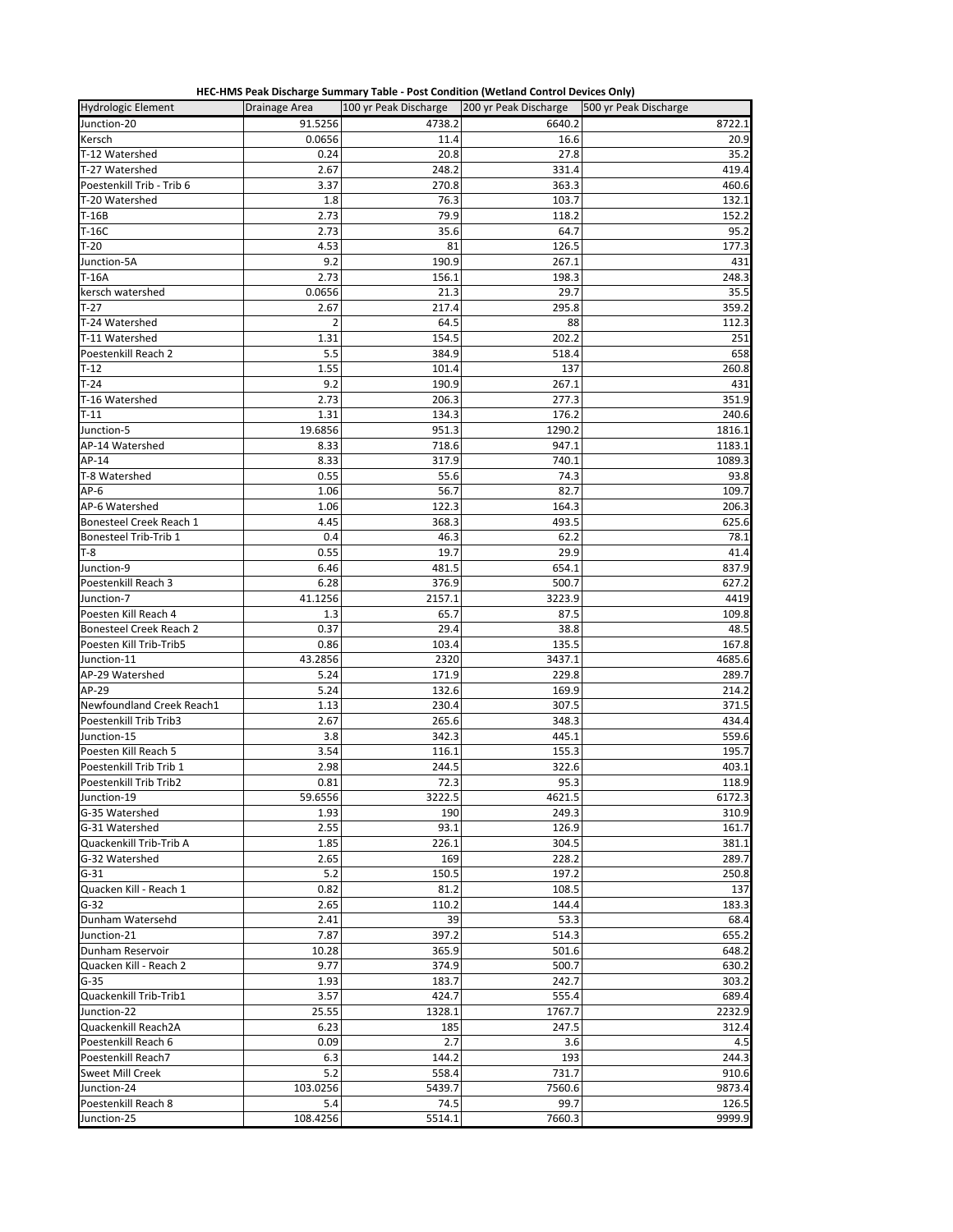**HEC-HMS Peak Discharge Summary Table - Post Condition (Wetland Control Devices Only)**

| Hydrologic Element | Drainage Area | 100 yr Peak Discharge | 200 yr Peak Discharge | 500 yr Peak Discharge |
|---|---|---|---|---|
| Junction-20 | 91.5256 | 4738.2 | 6640.2 | 8722.1 |
| Kersch | 0.0656 | 11.4 | 16.6 | 20.9 |
| T-12 Watershed | 0.24 | 20.8 | 27.8 | 35.2 |
| T-27 Watershed | 2.67 | 248.2 | 331.4 | 419.4 |
| Poestenkill Trib - Trib 6 | 3.37 | 270.8 | 363.3 | 460.6 |
| T-20 Watershed | 1.8 | 76.3 | 103.7 | 132.1 |
| T-16B | 2.73 | 79.9 | 118.2 | 152.2 |
| T-16C | 2.73 | 35.6 | 64.7 | 95.2 |
| T-20 | 4.53 | 81 | 126.5 | 177.3 |
| Junction-5A | 9.2 | 190.9 | 267.1 | 431 |
| T-16A | 2.73 | 156.1 | 198.3 | 248.3 |
| kersch watershed | 0.0656 | 21.3 | 29.7 | 35.5 |
| T-27 | 2.67 | 217.4 | 295.8 | 359.2 |
| T-24 Watershed | 2 | 64.5 | 88 | 112.3 |
| T-11 Watershed | 1.31 | 154.5 | 202.2 | 251 |
| Poestenkill Reach 2 | 5.5 | 384.9 | 518.4 | 658 |
| T-12 | 1.55 | 101.4 | 137 | 260.8 |
| T-24 | 9.2 | 190.9 | 267.1 | 431 |
| T-16 Watershed | 2.73 | 206.3 | 277.3 | 351.9 |
| T-11 | 1.31 | 134.3 | 176.2 | 240.6 |
| Junction-5 | 19.6856 | 951.3 | 1290.2 | 1816.1 |
| AP-14 Watershed | 8.33 | 718.6 | 947.1 | 1183.1 |
| AP-14 | 8.33 | 317.9 | 740.1 | 1089.3 |
| T-8 Watershed | 0.55 | 55.6 | 74.3 | 93.8 |
| AP-6 | 1.06 | 56.7 | 82.7 | 109.7 |
| AP-6 Watershed | 1.06 | 122.3 | 164.3 | 206.3 |
| Bonesteel Creek Reach 1 | 4.45 | 368.3 | 493.5 | 625.6 |
| Bonesteel Trib-Trib 1 | 0.4 | 46.3 | 62.2 | 78.1 |
| T-8 | 0.55 | 19.7 | 29.9 | 41.4 |
| Junction-9 | 6.46 | 481.5 | 654.1 | 837.9 |
| Poestenkill Reach 3 | 6.28 | 376.9 | 500.7 | 627.2 |
| Junction-7 | 41.1256 | 2157.1 | 3223.9 | 4419 |
| Poesten Kill Reach 4 | 1.3 | 65.7 | 87.5 | 109.8 |
| Bonesteel Creek Reach 2 | 0.37 | 29.4 | 38.8 | 48.5 |
| Poesten Kill Trib-Trib5 | 0.86 | 103.4 | 135.5 | 167.8 |
| Junction-11 | 43.2856 | 2320 | 3437.1 | 4685.6 |
| AP-29 Watershed | 5.24 | 171.9 | 229.8 | 289.7 |
| AP-29 | 5.24 | 132.6 | 169.9 | 214.2 |
| Newfoundland Creek Reach1 | 1.13 | 230.4 | 307.5 | 371.5 |
| Poestenkill Trib Trib3 | 2.67 | 265.6 | 348.3 | 434.4 |
| Junction-15 | 3.8 | 342.3 | 445.1 | 559.6 |
| Poesten Kill Reach 5 | 3.54 | 116.1 | 155.3 | 195.7 |
| Poestenkill Trib Trib 1 | 2.98 | 244.5 | 322.6 | 403.1 |
| Poestenkill Trib Trib2 | 0.81 | 72.3 | 95.3 | 118.9 |
| Junction-19 | 59.6556 | 3222.5 | 4621.5 | 6172.3 |
| G-35 Watershed | 1.93 | 190 | 249.3 | 310.9 |
| G-31 Watershed | 2.55 | 93.1 | 126.9 | 161.7 |
| Quackenkill Trib-Trib A | 1.85 | 226.1 | 304.5 | 381.1 |
| G-32 Watershed | 2.65 | 169 | 228.2 | 289.7 |
| G-31 | 5.2 | 150.5 | 197.2 | 250.8 |
| Quacken Kill - Reach 1 | 0.82 | 81.2 | 108.5 | 137 |
| G-32 | 2.65 | 110.2 | 144.4 | 183.3 |
| Dunham Watersehd | 2.41 | 39 | 53.3 | 68.4 |
| Junction-21 | 7.87 | 397.2 | 514.3 | 655.2 |
| Dunham Reservoir | 10.28 | 365.9 | 501.6 | 648.2 |
| Quacken Kill - Reach 2 | 9.77 | 374.9 | 500.7 | 630.2 |
| G-35 | 1.93 | 183.7 | 242.7 | 303.2 |
| Quackenkill Trib-Trib1 | 3.57 | 424.7 | 555.4 | 689.4 |
| Junction-22 | 25.55 | 1328.1 | 1767.7 | 2232.9 |
| Quackenkill Reach2A | 6.23 | 185 | 247.5 | 312.4 |
| Poestenkill Reach 6 | 0.09 | 2.7 | 3.6 | 4.5 |
| Poestenkill Reach7 | 6.3 | 144.2 | 193 | 244.3 |
| Sweet Mill Creek | 5.2 | 558.4 | 731.7 | 910.6 |
| Junction-24 | 103.0256 | 5439.7 | 7560.6 | 9873.4 |
| Poestenkill Reach 8 | 5.4 | 74.5 | 99.7 | 126.5 |
| Junction-25 | 108.4256 | 5514.1 | 7660.3 | 9999.9 |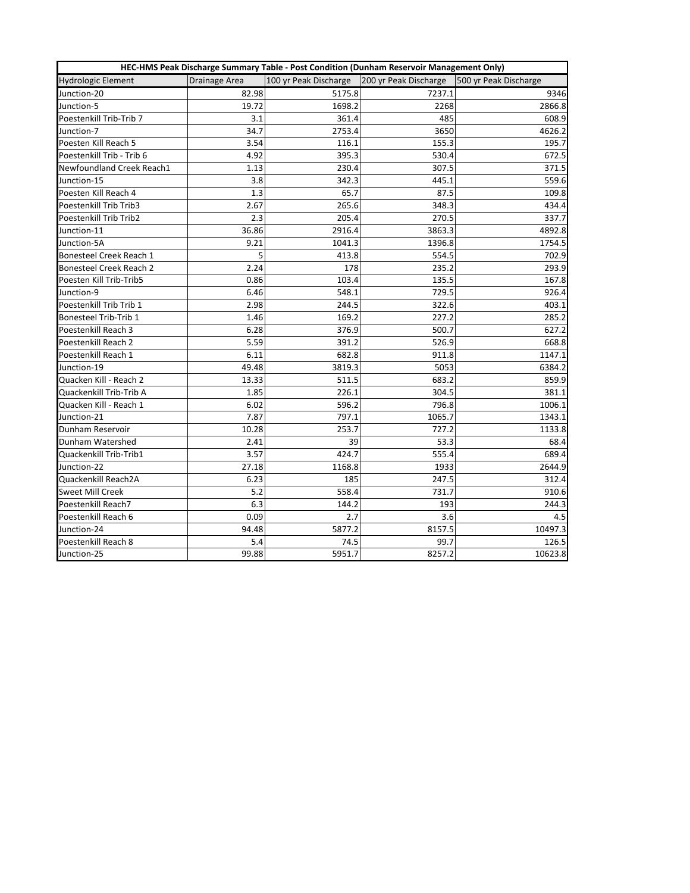| HEC-HMS Peak Discharge Summary Table - Post Condition (Dunham Reservoir Management Only) | | | | |
|---|---|---|---|---|
| Hydrologic Element | Drainage Area | 100 yr Peak Discharge | 200 yr Peak Discharge | 500 yr Peak Discharge |
| Junction-20 | 82.98 | 5175.8 | 7237.1 | 9346 |
| Junction-5 | 19.72 | 1698.2 | 2268 | 2866.8 |
| Poestenkill Trib-Trib 7 | 3.1 | 361.4 | 485 | 608.9 |
| Junction-7 | 34.7 | 2753.4 | 3650 | 4626.2 |
| Poesten Kill Reach 5 | 3.54 | 116.1 | 155.3 | 195.7 |
| Poestenkill Trib - Trib 6 | 4.92 | 395.3 | 530.4 | 672.5 |
| Newfoundland Creek Reach1 | 1.13 | 230.4 | 307.5 | 371.5 |
| Junction-15 | 3.8 | 342.3 | 445.1 | 559.6 |
| Poesten Kill Reach 4 | 1.3 | 65.7 | 87.5 | 109.8 |
| Poestenkill Trib Trib3 | 2.67 | 265.6 | 348.3 | 434.4 |
| Poestenkill Trib Trib2 | 2.3 | 205.4 | 270.5 | 337.7 |
| Junction-11 | 36.86 | 2916.4 | 3863.3 | 4892.8 |
| Junction-5A | 9.21 | 1041.3 | 1396.8 | 1754.5 |
| Bonesteel Creek Reach 1 | 5 | 413.8 | 554.5 | 702.9 |
| Bonesteel Creek Reach 2 | 2.24 | 178 | 235.2 | 293.9 |
| Poesten Kill Trib-Trib5 | 0.86 | 103.4 | 135.5 | 167.8 |
| Junction-9 | 6.46 | 548.1 | 729.5 | 926.4 |
| Poestenkill Trib Trib 1 | 2.98 | 244.5 | 322.6 | 403.1 |
| Bonesteel Trib-Trib 1 | 1.46 | 169.2 | 227.2 | 285.2 |
| Poestenkill Reach 3 | 6.28 | 376.9 | 500.7 | 627.2 |
| Poestenkill Reach 2 | 5.59 | 391.2 | 526.9 | 668.8 |
| Poestenkill Reach 1 | 6.11 | 682.8 | 911.8 | 1147.1 |
| Junction-19 | 49.48 | 3819.3 | 5053 | 6384.2 |
| Quacken Kill - Reach 2 | 13.33 | 511.5 | 683.2 | 859.9 |
| Quackenkill Trib-Trib A | 1.85 | 226.1 | 304.5 | 381.1 |
| Quacken Kill - Reach 1 | 6.02 | 596.2 | 796.8 | 1006.1 |
| Junction-21 | 7.87 | 797.1 | 1065.7 | 1343.1 |
| Dunham Reservoir | 10.28 | 253.7 | 727.2 | 1133.8 |
| Dunham Watershed | 2.41 | 39 | 53.3 | 68.4 |
| Quackenkill Trib-Trib1 | 3.57 | 424.7 | 555.4 | 689.4 |
| Junction-22 | 27.18 | 1168.8 | 1933 | 2644.9 |
| Quackenkill Reach2A | 6.23 | 185 | 247.5 | 312.4 |
| Sweet Mill Creek | 5.2 | 558.4 | 731.7 | 910.6 |
| Poestenkill Reach7 | 6.3 | 144.2 | 193 | 244.3 |
| Poestenkill Reach 6 | 0.09 | 2.7 | 3.6 | 4.5 |
| Junction-24 | 94.48 | 5877.2 | 8157.5 | 10497.3 |
| Poestenkill Reach 8 | 5.4 | 74.5 | 99.7 | 126.5 |
| Junction-25 | 99.88 | 5951.7 | 8257.2 | 10623.8 |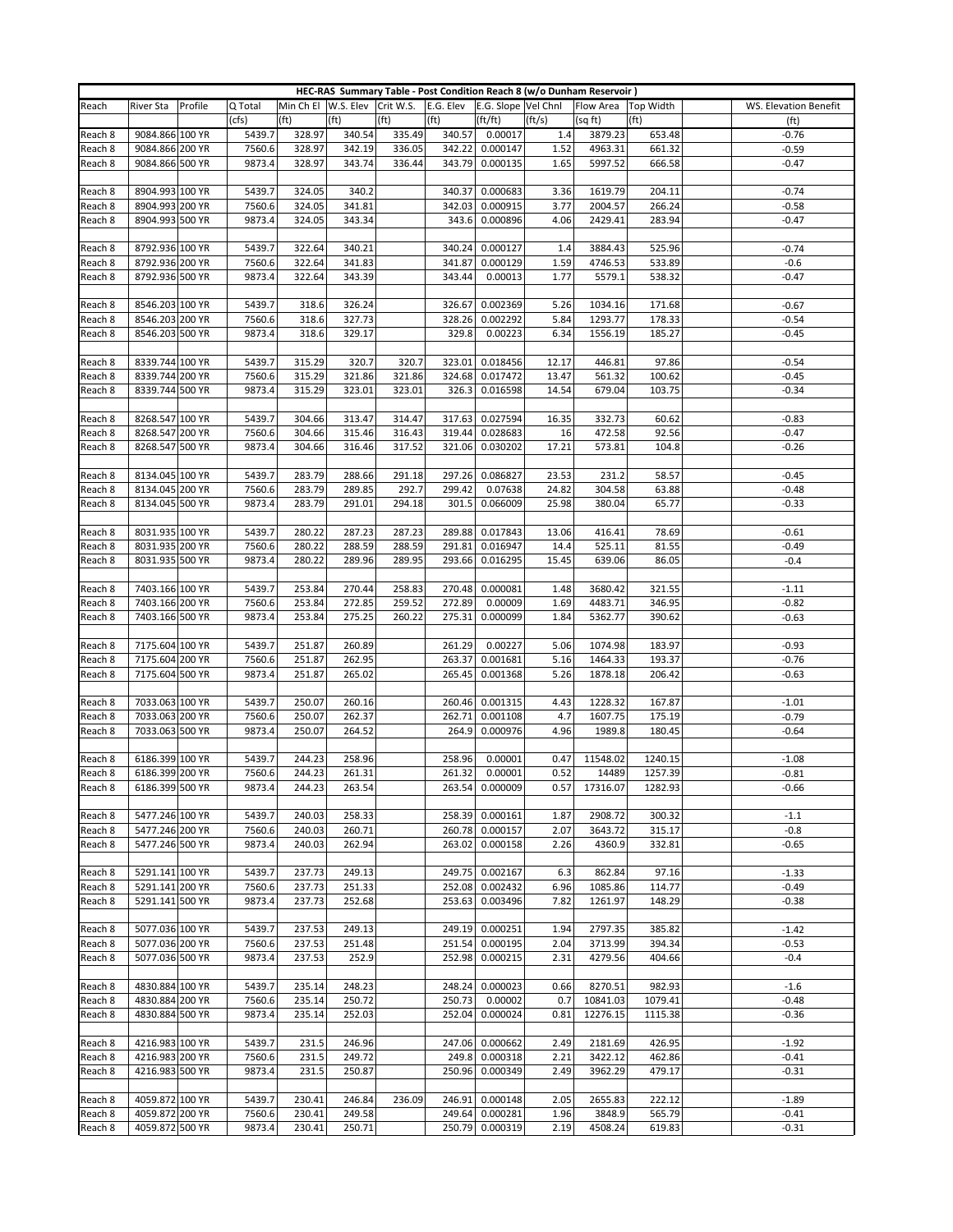**HEC-RAS Summary Table - Post Condition Reach 8 (w/o Dunham Reservoir )**

| Reach | River Sta | Profile | Q Total | Min Ch El | W.S. Elev | Crit W.S. | E.G. Elev | E.G. Slope | Vel Chnl | Flow Area | Top Width | | WS. Elevation Benefit |
|---|---|---|---|---|---|---|---|---|---|---|---|---|---|
| | | | (cfs) | (ft) | (ft) | (ft) | (ft) | (ft/ft) | (ft/s) | (sq ft) | (ft) | | (ft) |
| Reach 8 | 9084.866 | 100 YR | 5439.7 | 328.97 | 340.54 | 335.49 | 340.57 | 0.00017 | 1.4 | 3879.23 | 653.48 | | -0.76 |
| Reach 8 | 9084.866 | 200 YR | 7560.6 | 328.97 | 342.19 | 336.05 | 342.22 | 0.000147 | 1.52 | 4963.31 | 661.32 | | -0.59 |
| Reach 8 | 9084.866 | 500 YR | 9873.4 | 328.97 | 343.74 | 336.44 | 343.79 | 0.000135 | 1.65 | 5997.52 | 666.58 | | -0.47 |
| | | | | | | | | | | | | | |
| Reach 8 | 8904.993 | 100 YR | 5439.7 | 324.05 | 340.2 | | 340.37 | 0.000683 | 3.36 | 1619.79 | 204.11 | | -0.74 |
| Reach 8 | 8904.993 | 200 YR | 7560.6 | 324.05 | 341.81 | | 342.03 | 0.000915 | 3.77 | 2004.57 | 266.24 | | -0.58 |
| Reach 8 | 8904.993 | 500 YR | 9873.4 | 324.05 | 343.34 | | 343.6 | 0.000896 | 4.06 | 2429.41 | 283.94 | | -0.47 |
| | | | | | | | | | | | | | |
| Reach 8 | 8792.936 | 100 YR | 5439.7 | 322.64 | 340.21 | | 340.24 | 0.000127 | 1.4 | 3884.43 | 525.96 | | -0.74 |
| Reach 8 | 8792.936 | 200 YR | 7560.6 | 322.64 | 341.83 | | 341.87 | 0.000129 | 1.59 | 4746.53 | 533.89 | | -0.6 |
| Reach 8 | 8792.936 | 500 YR | 9873.4 | 322.64 | 343.39 | | 343.44 | 0.00013 | 1.77 | 5579.1 | 538.32 | | -0.47 |
| | | | | | | | | | | | | | |
| Reach 8 | 8546.203 | 100 YR | 5439.7 | 318.6 | 326.24 | | 326.67 | 0.002369 | 5.26 | 1034.16 | 171.68 | | -0.67 |
| Reach 8 | 8546.203 | 200 YR | 7560.6 | 318.6 | 327.73 | | 328.26 | 0.002292 | 5.84 | 1293.77 | 178.33 | | -0.54 |
| Reach 8 | 8546.203 | 500 YR | 9873.4 | 318.6 | 329.17 | | 329.8 | 0.00223 | 6.34 | 1556.19 | 185.27 | | -0.45 |
| | | | | | | | | | | | | | |
| Reach 8 | 8339.744 | 100 YR | 5439.7 | 315.29 | 320.7 | 320.7 | 323.01 | 0.018456 | 12.17 | 446.81 | 97.86 | | -0.54 |
| Reach 8 | 8339.744 | 200 YR | 7560.6 | 315.29 | 321.86 | 321.86 | 324.68 | 0.017472 | 13.47 | 561.32 | 100.62 | | -0.45 |
| Reach 8 | 8339.744 | 500 YR | 9873.4 | 315.29 | 323.01 | 323.01 | 326.3 | 0.016598 | 14.54 | 679.04 | 103.75 | | -0.34 |
| | | | | | | | | | | | | | |
| Reach 8 | 8268.547 | 100 YR | 5439.7 | 304.66 | 313.47 | 314.47 | 317.63 | 0.027594 | 16.35 | 332.73 | 60.62 | | -0.83 |
| Reach 8 | 8268.547 | 200 YR | 7560.6 | 304.66 | 315.46 | 316.43 | 319.44 | 0.028683 | 16 | 472.58 | 92.56 | | -0.47 |
| Reach 8 | 8268.547 | 500 YR | 9873.4 | 304.66 | 316.46 | 317.52 | 321.06 | 0.030202 | 17.21 | 573.81 | 104.8 | | -0.26 |
| | | | | | | | | | | | | | |
| Reach 8 | 8134.045 | 100 YR | 5439.7 | 283.79 | 288.66 | 291.18 | 297.26 | 0.086827 | 23.53 | 231.2 | 58.57 | | -0.45 |
| Reach 8 | 8134.045 | 200 YR | 7560.6 | 283.79 | 289.85 | 292.7 | 299.42 | 0.07638 | 24.82 | 304.58 | 63.88 | | -0.48 |
| Reach 8 | 8134.045 | 500 YR | 9873.4 | 283.79 | 291.01 | 294.18 | 301.5 | 0.066009 | 25.98 | 380.04 | 65.77 | | -0.33 |
| | | | | | | | | | | | | | |
| Reach 8 | 8031.935 | 100 YR | 5439.7 | 280.22 | 287.23 | 287.23 | 289.88 | 0.017843 | 13.06 | 416.41 | 78.69 | | -0.61 |
| Reach 8 | 8031.935 | 200 YR | 7560.6 | 280.22 | 288.59 | 288.59 | 291.81 | 0.016947 | 14.4 | 525.11 | 81.55 | | -0.49 |
| Reach 8 | 8031.935 | 500 YR | 9873.4 | 280.22 | 289.96 | 289.95 | 293.66 | 0.016295 | 15.45 | 639.06 | 86.05 | | -0.4 |
| | | | | | | | | | | | | | |
| Reach 8 | 7403.166 | 100 YR | 5439.7 | 253.84 | 270.44 | 258.83 | 270.48 | 0.000081 | 1.48 | 3680.42 | 321.55 | | -1.11 |
| Reach 8 | 7403.166 | 200 YR | 7560.6 | 253.84 | 272.85 | 259.52 | 272.89 | 0.00009 | 1.69 | 4483.71 | 346.95 | | -0.82 |
| Reach 8 | 7403.166 | 500 YR | 9873.4 | 253.84 | 275.25 | 260.22 | 275.31 | 0.000099 | 1.84 | 5362.77 | 390.62 | | -0.63 |
| | | | | | | | | | | | | | |
| Reach 8 | 7175.604 | 100 YR | 5439.7 | 251.87 | 260.89 | | 261.29 | 0.00227 | 5.06 | 1074.98 | 183.97 | | -0.93 |
| Reach 8 | 7175.604 | 200 YR | 7560.6 | 251.87 | 262.95 | | 263.37 | 0.001681 | 5.16 | 1464.33 | 193.37 | | -0.76 |
| Reach 8 | 7175.604 | 500 YR | 9873.4 | 251.87 | 265.02 | | 265.45 | 0.001368 | 5.26 | 1878.18 | 206.42 | | -0.63 |
| | | | | | | | | | | | | | |
| Reach 8 | 7033.063 | 100 YR | 5439.7 | 250.07 | 260.16 | | 260.46 | 0.001315 | 4.43 | 1228.32 | 167.87 | | -1.01 |
| Reach 8 | 7033.063 | 200 YR | 7560.6 | 250.07 | 262.37 | | 262.71 | 0.001108 | 4.7 | 1607.75 | 175.19 | | -0.79 |
| Reach 8 | 7033.063 | 500 YR | 9873.4 | 250.07 | 264.52 | | 264.9 | 0.000976 | 4.96 | 1989.8 | 180.45 | | -0.64 |
| | | | | | | | | | | | | | |
| Reach 8 | 6186.399 | 100 YR | 5439.7 | 244.23 | 258.96 | | 258.96 | 0.00001 | 0.47 | 11548.02 | 1240.15 | | -1.08 |
| Reach 8 | 6186.399 | 200 YR | 7560.6 | 244.23 | 261.31 | | 261.32 | 0.00001 | 0.52 | 14489 | 1257.39 | | -0.81 |
| Reach 8 | 6186.399 | 500 YR | 9873.4 | 244.23 | 263.54 | | 263.54 | 0.000009 | 0.57 | 17316.07 | 1282.93 | | -0.66 |
| | | | | | | | | | | | | | |
| Reach 8 | 5477.246 | 100 YR | 5439.7 | 240.03 | 258.33 | | 258.39 | 0.000161 | 1.87 | 2908.72 | 300.32 | | -1.1 |
| Reach 8 | 5477.246 | 200 YR | 7560.6 | 240.03 | 260.71 | | 260.78 | 0.000157 | 2.07 | 3643.72 | 315.17 | | -0.8 |
| Reach 8 | 5477.246 | 500 YR | 9873.4 | 240.03 | 262.94 | | 263.02 | 0.000158 | 2.26 | 4360.9 | 332.81 | | -0.65 |
| | | | | | | | | | | | | | |
| Reach 8 | 5291.141 | 100 YR | 5439.7 | 237.73 | 249.13 | | 249.75 | 0.002167 | 6.3 | 862.84 | 97.16 | | -1.33 |
| Reach 8 | 5291.141 | 200 YR | 7560.6 | 237.73 | 251.33 | | 252.08 | 0.002432 | 6.96 | 1085.86 | 114.77 | | -0.49 |
| Reach 8 | 5291.141 | 500 YR | 9873.4 | 237.73 | 252.68 | | 253.63 | 0.003496 | 7.82 | 1261.97 | 148.29 | | -0.38 |
| | | | | | | | | | | | | | |
| Reach 8 | 5077.036 | 100 YR | 5439.7 | 237.53 | 249.13 | | 249.19 | 0.000251 | 1.94 | 2797.35 | 385.82 | | -1.42 |
| Reach 8 | 5077.036 | 200 YR | 7560.6 | 237.53 | 251.48 | | 251.54 | 0.000195 | 2.04 | 3713.99 | 394.34 | | -0.53 |
| Reach 8 | 5077.036 | 500 YR | 9873.4 | 237.53 | 252.9 | | 252.98 | 0.000215 | 2.31 | 4279.56 | 404.66 | | -0.4 |
| | | | | | | | | | | | | | |
| Reach 8 | 4830.884 | 100 YR | 5439.7 | 235.14 | 248.23 | | 248.24 | 0.000023 | 0.66 | 8270.51 | 982.93 | | -1.6 |
| Reach 8 | 4830.884 | 200 YR | 7560.6 | 235.14 | 250.72 | | 250.73 | 0.00002 | 0.7 | 10841.03 | 1079.41 | | -0.48 |
| Reach 8 | 4830.884 | 500 YR | 9873.4 | 235.14 | 252.03 | | 252.04 | 0.000024 | 0.81 | 12276.15 | 1115.38 | | -0.36 |
| | | | | | | | | | | | | | |
| Reach 8 | 4216.983 | 100 YR | 5439.7 | 231.5 | 246.96 | | 247.06 | 0.000662 | 2.49 | 2181.69 | 426.95 | | -1.92 |
| Reach 8 | 4216.983 | 200 YR | 7560.6 | 231.5 | 249.72 | | 249.8 | 0.000318 | 2.21 | 3422.12 | 462.86 | | -0.41 |
| Reach 8 | 4216.983 | 500 YR | 9873.4 | 231.5 | 250.87 | | 250.96 | 0.000349 | 2.49 | 3962.29 | 479.17 | | -0.31 |
| | | | | | | | | | | | | | |
| Reach 8 | 4059.872 | 100 YR | 5439.7 | 230.41 | 246.84 | 236.09 | 246.91 | 0.000148 | 2.05 | 2655.83 | 222.12 | | -1.89 |
| Reach 8 | 4059.872 | 200 YR | 7560.6 | 230.41 | 249.58 | | 249.64 | 0.000281 | 1.96 | 3848.9 | 565.79 | | -0.41 |
| Reach 8 | 4059.872 | 500 YR | 9873.4 | 230.41 | 250.71 | | 250.79 | 0.000319 | 2.19 | 4508.24 | 619.83 | | -0.31 |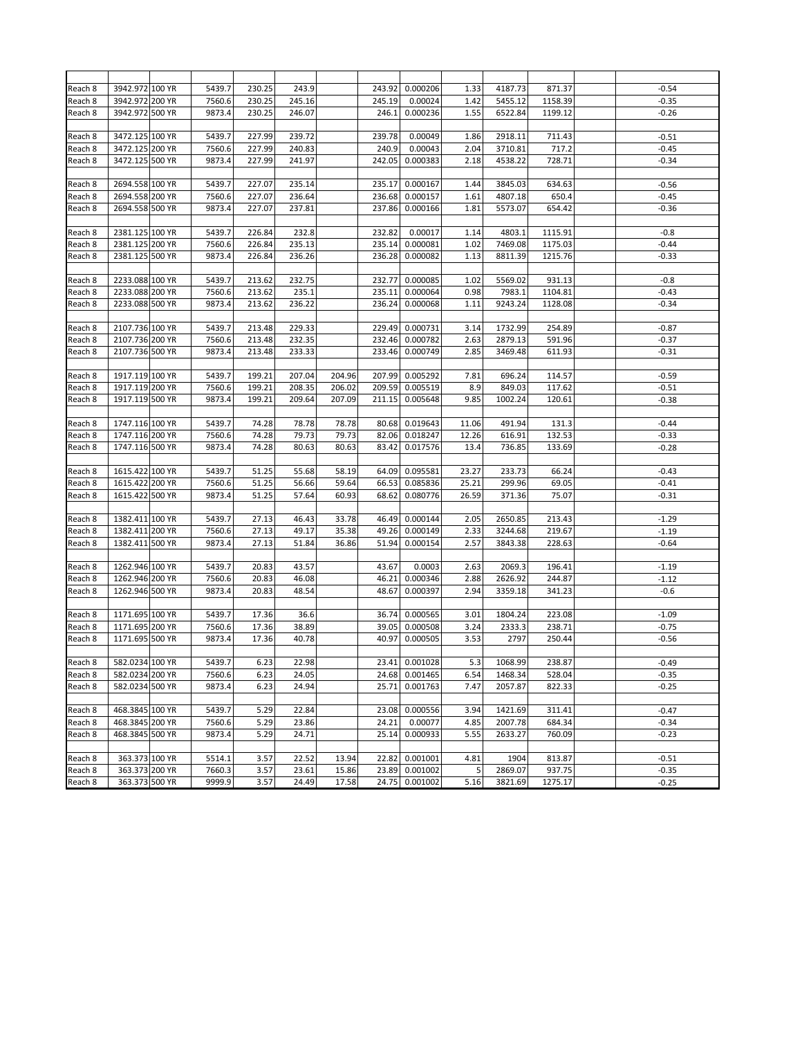| | | | | | | | | | | | | | |
|---|---|---|---|---|---|---|---|---|---|---|---|---|---|
| Reach 8 | 3942.972 | 100 YR | 5439.7 | 230.25 | 243.9 | | 243.92 | 0.000206 | 1.33 | 4187.73 | 871.37 | | -0.54 |
| Reach 8 | 3942.972 | 200 YR | 7560.6 | 230.25 | 245.16 | | 245.19 | 0.00024 | 1.42 | 5455.12 | 1158.39 | | -0.35 |
| Reach 8 | 3942.972 | 500 YR | 9873.4 | 230.25 | 246.07 | | 246.1 | 0.000236 | 1.55 | 6522.84 | 1199.12 | | -0.26 |
| | | | | | | | | | | | | | |
| Reach 8 | 3472.125 | 100 YR | 5439.7 | 227.99 | 239.72 | | 239.78 | 0.00049 | 1.86 | 2918.11 | 711.43 | | -0.51 |
| Reach 8 | 3472.125 | 200 YR | 7560.6 | 227.99 | 240.83 | | 240.9 | 0.00043 | 2.04 | 3710.81 | 717.2 | | -0.45 |
| Reach 8 | 3472.125 | 500 YR | 9873.4 | 227.99 | 241.97 | | 242.05 | 0.000383 | 2.18 | 4538.22 | 728.71 | | -0.34 |
| | | | | | | | | | | | | | |
| Reach 8 | 2694.558 | 100 YR | 5439.7 | 227.07 | 235.14 | | 235.17 | 0.000167 | 1.44 | 3845.03 | 634.63 | | -0.56 |
| Reach 8 | 2694.558 | 200 YR | 7560.6 | 227.07 | 236.64 | | 236.68 | 0.000157 | 1.61 | 4807.18 | 650.4 | | -0.45 |
| Reach 8 | 2694.558 | 500 YR | 9873.4 | 227.07 | 237.81 | | 237.86 | 0.000166 | 1.81 | 5573.07 | 654.42 | | -0.36 |
| | | | | | | | | | | | | | |
| Reach 8 | 2381.125 | 100 YR | 5439.7 | 226.84 | 232.8 | | 232.82 | 0.00017 | 1.14 | 4803.1 | 1115.91 | | -0.8 |
| Reach 8 | 2381.125 | 200 YR | 7560.6 | 226.84 | 235.13 | | 235.14 | 0.000081 | 1.02 | 7469.08 | 1175.03 | | -0.44 |
| Reach 8 | 2381.125 | 500 YR | 9873.4 | 226.84 | 236.26 | | 236.28 | 0.000082 | 1.13 | 8811.39 | 1215.76 | | -0.33 |
| | | | | | | | | | | | | | |
| Reach 8 | 2233.088 | 100 YR | 5439.7 | 213.62 | 232.75 | | 232.77 | 0.000085 | 1.02 | 5569.02 | 931.13 | | -0.8 |
| Reach 8 | 2233.088 | 200 YR | 7560.6 | 213.62 | 235.1 | | 235.11 | 0.000064 | 0.98 | 7983.1 | 1104.81 | | -0.43 |
| Reach 8 | 2233.088 | 500 YR | 9873.4 | 213.62 | 236.22 | | 236.24 | 0.000068 | 1.11 | 9243.24 | 1128.08 | | -0.34 |
| | | | | | | | | | | | | | |
| Reach 8 | 2107.736 | 100 YR | 5439.7 | 213.48 | 229.33 | | 229.49 | 0.000731 | 3.14 | 1732.99 | 254.89 | | -0.87 |
| Reach 8 | 2107.736 | 200 YR | 7560.6 | 213.48 | 232.35 | | 232.46 | 0.000782 | 2.63 | 2879.13 | 591.96 | | -0.37 |
| Reach 8 | 2107.736 | 500 YR | 9873.4 | 213.48 | 233.33 | | 233.46 | 0.000749 | 2.85 | 3469.48 | 611.93 | | -0.31 |
| | | | | | | | | | | | | | |
| Reach 8 | 1917.119 | 100 YR | 5439.7 | 199.21 | 207.04 | 204.96 | 207.99 | 0.005292 | 7.81 | 696.24 | 114.57 | | -0.59 |
| Reach 8 | 1917.119 | 200 YR | 7560.6 | 199.21 | 208.35 | 206.02 | 209.59 | 0.005519 | 8.9 | 849.03 | 117.62 | | -0.51 |
| Reach 8 | 1917.119 | 500 YR | 9873.4 | 199.21 | 209.64 | 207.09 | 211.15 | 0.005648 | 9.85 | 1002.24 | 120.61 | | -0.38 |
| | | | | | | | | | | | | | |
| Reach 8 | 1747.116 | 100 YR | 5439.7 | 74.28 | 78.78 | 78.78 | 80.68 | 0.019643 | 11.06 | 491.94 | 131.3 | | -0.44 |
| Reach 8 | 1747.116 | 200 YR | 7560.6 | 74.28 | 79.73 | 79.73 | 82.06 | 0.018247 | 12.26 | 616.91 | 132.53 | | -0.33 |
| Reach 8 | 1747.116 | 500 YR | 9873.4 | 74.28 | 80.63 | 80.63 | 83.42 | 0.017576 | 13.4 | 736.85 | 133.69 | | -0.28 |
| | | | | | | | | | | | | | |
| Reach 8 | 1615.422 | 100 YR | 5439.7 | 51.25 | 55.68 | 58.19 | 64.09 | 0.095581 | 23.27 | 233.73 | 66.24 | | -0.43 |
| Reach 8 | 1615.422 | 200 YR | 7560.6 | 51.25 | 56.66 | 59.64 | 66.53 | 0.085836 | 25.21 | 299.96 | 69.05 | | -0.41 |
| Reach 8 | 1615.422 | 500 YR | 9873.4 | 51.25 | 57.64 | 60.93 | 68.62 | 0.080776 | 26.59 | 371.36 | 75.07 | | -0.31 |
| | | | | | | | | | | | | | |
| Reach 8 | 1382.411 | 100 YR | 5439.7 | 27.13 | 46.43 | 33.78 | 46.49 | 0.000144 | 2.05 | 2650.85 | 213.43 | | -1.29 |
| Reach 8 | 1382.411 | 200 YR | 7560.6 | 27.13 | 49.17 | 35.38 | 49.26 | 0.000149 | 2.33 | 3244.68 | 219.67 | | -1.19 |
| Reach 8 | 1382.411 | 500 YR | 9873.4 | 27.13 | 51.84 | 36.86 | 51.94 | 0.000154 | 2.57 | 3843.38 | 228.63 | | -0.64 |
| | | | | | | | | | | | | | |
| Reach 8 | 1262.946 | 100 YR | 5439.7 | 20.83 | 43.57 | | 43.67 | 0.0003 | 2.63 | 2069.3 | 196.41 | | -1.19 |
| Reach 8 | 1262.946 | 200 YR | 7560.6 | 20.83 | 46.08 | | 46.21 | 0.000346 | 2.88 | 2626.92 | 244.87 | | -1.12 |
| Reach 8 | 1262.946 | 500 YR | 9873.4 | 20.83 | 48.54 | | 48.67 | 0.000397 | 2.94 | 3359.18 | 341.23 | | -0.6 |
| | | | | | | | | | | | | | |
| Reach 8 | 1171.695 | 100 YR | 5439.7 | 17.36 | 36.6 | | 36.74 | 0.000565 | 3.01 | 1804.24 | 223.08 | | -1.09 |
| Reach 8 | 1171.695 | 200 YR | 7560.6 | 17.36 | 38.89 | | 39.05 | 0.000508 | 3.24 | 2333.3 | 238.71 | | -0.75 |
| Reach 8 | 1171.695 | 500 YR | 9873.4 | 17.36 | 40.78 | | 40.97 | 0.000505 | 3.53 | 2797 | 250.44 | | -0.56 |
| | | | | | | | | | | | | | |
| Reach 8 | 582.0234 | 100 YR | 5439.7 | 6.23 | 22.98 | | 23.41 | 0.001028 | 5.3 | 1068.99 | 238.87 | | -0.49 |
| Reach 8 | 582.0234 | 200 YR | 7560.6 | 6.23 | 24.05 | | 24.68 | 0.001465 | 6.54 | 1468.34 | 528.04 | | -0.35 |
| Reach 8 | 582.0234 | 500 YR | 9873.4 | 6.23 | 24.94 | | 25.71 | 0.001763 | 7.47 | 2057.87 | 822.33 | | -0.25 |
| | | | | | | | | | | | | | |
| Reach 8 | 468.3845 | 100 YR | 5439.7 | 5.29 | 22.84 | | 23.08 | 0.000556 | 3.94 | 1421.69 | 311.41 | | -0.47 |
| Reach 8 | 468.3845 | 200 YR | 7560.6 | 5.29 | 23.86 | | 24.21 | 0.00077 | 4.85 | 2007.78 | 684.34 | | -0.34 |
| Reach 8 | 468.3845 | 500 YR | 9873.4 | 5.29 | 24.71 | | 25.14 | 0.000933 | 5.55 | 2633.27 | 760.09 | | -0.23 |
| | | | | | | | | | | | | | |
| Reach 8 | 363.373 | 100 YR | 5514.1 | 3.57 | 22.52 | 13.94 | 22.82 | 0.001001 | 4.81 | 1904 | 813.87 | | -0.51 |
| Reach 8 | 363.373 | 200 YR | 7660.3 | 3.57 | 23.61 | 15.86 | 23.89 | 0.001002 | 5 | 2869.07 | 937.75 | | -0.35 |
| Reach 8 | 363.373 | 500 YR | 9999.9 | 3.57 | 24.49 | 17.58 | 24.75 | 0.001002 | 5.16 | 3821.69 | 1275.17 | | -0.25 |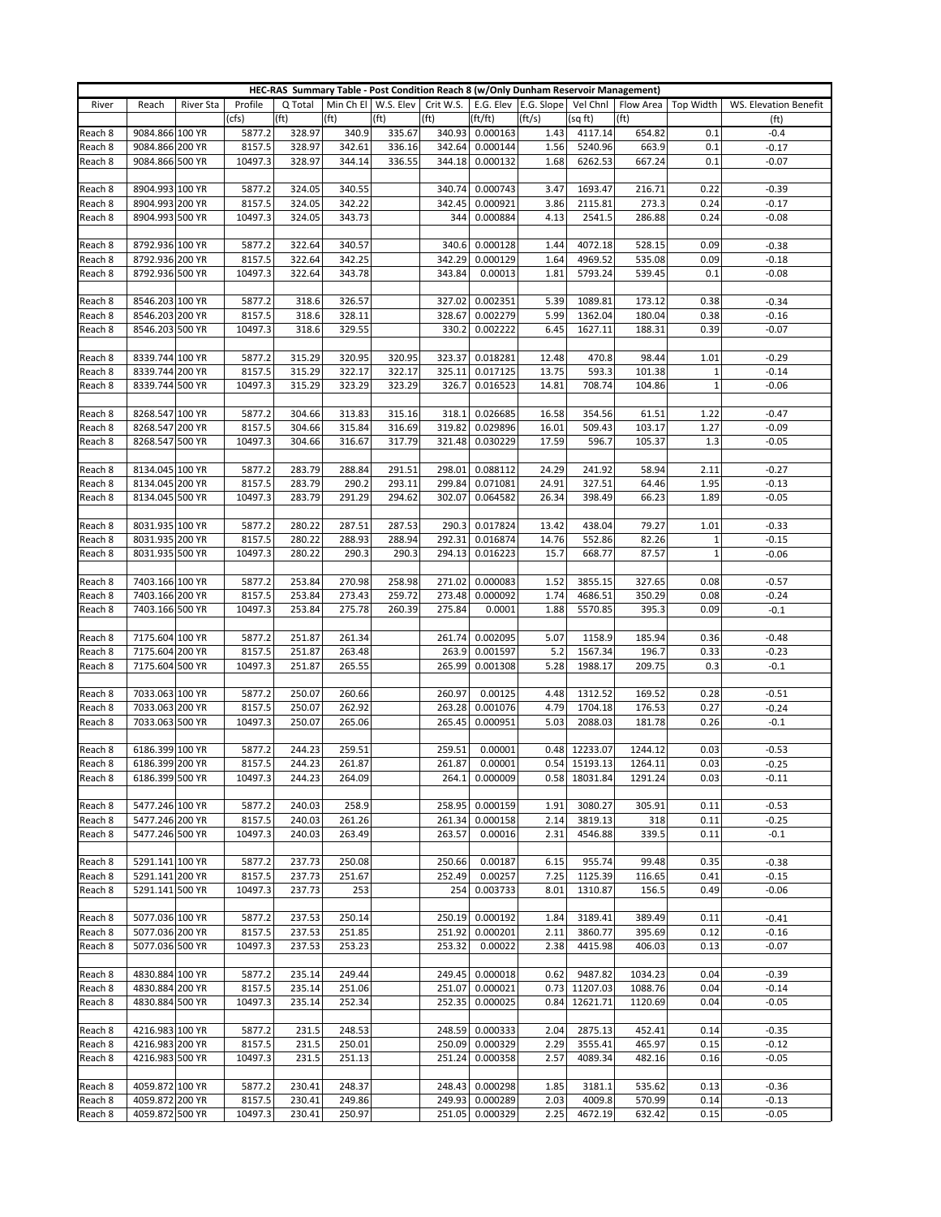| HEC-RAS Summary Table - Post Condition Reach 8 (w/Only Dunham Reservoir Management) | | | | | | | | | | | | | | |
|---|---|---|---|---|---|---|---|---|---|---|---|---|---|---|
| River | Reach | River Sta | Profile | Q Total | Min Ch El | W.S. Elev | Crit W.S. | E.G. Elev | E.G. Slope | Vel Chnl | Flow Area | Top Width | WS. Elevation Benefit |
| | | | (cfs) | (ft) | (ft) | (ft) | (ft) | (ft/ft) | (ft/s) | (sq ft) | (ft) | | (ft) |
| Reach 8 | 9084.866 | 100 YR | 5877.2 | 328.97 | 340.9 | 335.67 | 340.93 | 0.000163 | 1.43 | 4117.14 | 654.82 | 0.1 | -0.4 |
| Reach 8 | 9084.866 | 200 YR | 8157.5 | 328.97 | 342.61 | 336.16 | 342.64 | 0.000144 | 1.56 | 5240.96 | 663.9 | 0.1 | -0.17 |
| Reach 8 | 9084.866 | 500 YR | 10497.3 | 328.97 | 344.14 | 336.55 | 344.18 | 0.000132 | 1.68 | 6262.53 | 667.24 | 0.1 | -0.07 |
| | | | | | | | | | | | | | |
| Reach 8 | 8904.993 | 100 YR | 5877.2 | 324.05 | 340.55 | | 340.74 | 0.000743 | 3.47 | 1693.47 | 216.71 | 0.22 | -0.39 |
| Reach 8 | 8904.993 | 200 YR | 8157.5 | 324.05 | 342.22 | | 342.45 | 0.000921 | 3.86 | 2115.81 | 273.3 | 0.24 | -0.17 |
| Reach 8 | 8904.993 | 500 YR | 10497.3 | 324.05 | 343.73 | | 344 | 0.000884 | 4.13 | 2541.5 | 286.88 | 0.24 | -0.08 |
| | | | | | | | | | | | | | |
| Reach 8 | 8792.936 | 100 YR | 5877.2 | 322.64 | 340.57 | | 340.6 | 0.000128 | 1.44 | 4072.18 | 528.15 | 0.09 | -0.38 |
| Reach 8 | 8792.936 | 200 YR | 8157.5 | 322.64 | 342.25 | | 342.29 | 0.000129 | 1.64 | 4969.52 | 535.08 | 0.09 | -0.18 |
| Reach 8 | 8792.936 | 500 YR | 10497.3 | 322.64 | 343.78 | | 343.84 | 0.00013 | 1.81 | 5793.24 | 539.45 | 0.1 | -0.08 |
| | | | | | | | | | | | | | |
| Reach 8 | 8546.203 | 100 YR | 5877.2 | 318.6 | 326.57 | | 327.02 | 0.002351 | 5.39 | 1089.81 | 173.12 | 0.38 | -0.34 |
| Reach 8 | 8546.203 | 200 YR | 8157.5 | 318.6 | 328.11 | | 328.67 | 0.002279 | 5.99 | 1362.04 | 180.04 | 0.38 | -0.16 |
| Reach 8 | 8546.203 | 500 YR | 10497.3 | 318.6 | 329.55 | | 330.2 | 0.002222 | 6.45 | 1627.11 | 188.31 | 0.39 | -0.07 |
| | | | | | | | | | | | | | |
| Reach 8 | 8339.744 | 100 YR | 5877.2 | 315.29 | 320.95 | 320.95 | 323.37 | 0.018281 | 12.48 | 470.8 | 98.44 | 1.01 | -0.29 |
| Reach 8 | 8339.744 | 200 YR | 8157.5 | 315.29 | 322.17 | 322.17 | 325.11 | 0.017125 | 13.75 | 593.3 | 101.38 | 1 | -0.14 |
| Reach 8 | 8339.744 | 500 YR | 10497.3 | 315.29 | 323.29 | 323.29 | 326.7 | 0.016523 | 14.81 | 708.74 | 104.86 | 1 | -0.06 |
| | | | | | | | | | | | | | |
| Reach 8 | 8268.547 | 100 YR | 5877.2 | 304.66 | 313.83 | 315.16 | 318.1 | 0.026685 | 16.58 | 354.56 | 61.51 | 1.22 | -0.47 |
| Reach 8 | 8268.547 | 200 YR | 8157.5 | 304.66 | 315.84 | 316.69 | 319.82 | 0.029896 | 16.01 | 509.43 | 103.17 | 1.27 | -0.09 |
| Reach 8 | 8268.547 | 500 YR | 10497.3 | 304.66 | 316.67 | 317.79 | 321.48 | 0.030229 | 17.59 | 596.7 | 105.37 | 1.3 | -0.05 |
| | | | | | | | | | | | | | |
| Reach 8 | 8134.045 | 100 YR | 5877.2 | 283.79 | 288.84 | 291.51 | 298.01 | 0.088112 | 24.29 | 241.92 | 58.94 | 2.11 | -0.27 |
| Reach 8 | 8134.045 | 200 YR | 8157.5 | 283.79 | 290.2 | 293.11 | 299.84 | 0.071081 | 24.91 | 327.51 | 64.46 | 1.95 | -0.13 |
| Reach 8 | 8134.045 | 500 YR | 10497.3 | 283.79 | 291.29 | 294.62 | 302.07 | 0.064582 | 26.34 | 398.49 | 66.23 | 1.89 | -0.05 |
| | | | | | | | | | | | | | |
| Reach 8 | 8031.935 | 100 YR | 5877.2 | 280.22 | 287.51 | 287.53 | 290.3 | 0.017824 | 13.42 | 438.04 | 79.27 | 1.01 | -0.33 |
| Reach 8 | 8031.935 | 200 YR | 8157.5 | 280.22 | 288.93 | 288.94 | 292.31 | 0.016874 | 14.76 | 552.86 | 82.26 | 1 | -0.15 |
| Reach 8 | 8031.935 | 500 YR | 10497.3 | 280.22 | 290.3 | 290.3 | 294.13 | 0.016223 | 15.7 | 668.77 | 87.57 | 1 | -0.06 |
| | | | | | | | | | | | | | |
| Reach 8 | 7403.166 | 100 YR | 5877.2 | 253.84 | 270.98 | 258.98 | 271.02 | 0.000083 | 1.52 | 3855.15 | 327.65 | 0.08 | -0.57 |
| Reach 8 | 7403.166 | 200 YR | 8157.5 | 253.84 | 273.43 | 259.72 | 273.48 | 0.000092 | 1.74 | 4686.51 | 350.29 | 0.08 | -0.24 |
| Reach 8 | 7403.166 | 500 YR | 10497.3 | 253.84 | 275.78 | 260.39 | 275.84 | 0.0001 | 1.88 | 5570.85 | 395.3 | 0.09 | -0.1 |
| | | | | | | | | | | | | | |
| Reach 8 | 7175.604 | 100 YR | 5877.2 | 251.87 | 261.34 | | 261.74 | 0.002095 | 5.07 | 1158.9 | 185.94 | 0.36 | -0.48 |
| Reach 8 | 7175.604 | 200 YR | 8157.5 | 251.87 | 263.48 | | 263.9 | 0.001597 | 5.2 | 1567.34 | 196.7 | 0.33 | -0.23 |
| Reach 8 | 7175.604 | 500 YR | 10497.3 | 251.87 | 265.55 | | 265.99 | 0.001308 | 5.28 | 1988.17 | 209.75 | 0.3 | -0.1 |
| | | | | | | | | | | | | | |
| Reach 8 | 7033.063 | 100 YR | 5877.2 | 250.07 | 260.66 | | 260.97 | 0.00125 | 4.48 | 1312.52 | 169.52 | 0.28 | -0.51 |
| Reach 8 | 7033.063 | 200 YR | 8157.5 | 250.07 | 262.97 | | 263.28 | 0.001076 | 4.79 | 1704.18 | 176.53 | 0.27 | -0.24 |
| Reach 8 | 7033.063 | 500 YR | 10497.3 | 250.07 | 265.06 | | 265.45 | 0.000951 | 5.03 | 2088.03 | 181.78 | 0.26 | -0.1 |
| | | | | | | | | | | | | | |
| Reach 8 | 6186.399 | 100 YR | 5877.2 | 244.23 | 259.51 | | 259.51 | 0.00001 | 0.48 | 12233.07 | 1244.12 | 0.03 | -0.53 |
| Reach 8 | 6186.399 | 200 YR | 8157.5 | 244.23 | 261.87 | | 261.87 | 0.00001 | 0.54 | 15193.13 | 1264.11 | 0.03 | -0.25 |
| Reach 8 | 6186.399 | 500 YR | 10497.3 | 244.23 | 264.09 | | 264.1 | 0.000009 | 0.58 | 18031.84 | 1291.24 | 0.03 | -0.11 |
| | | | | | | | | | | | | | |
| Reach 8 | 5477.246 | 100 YR | 5877.2 | 240.03 | 258.9 | | 258.95 | 0.000159 | 1.91 | 3080.27 | 305.91 | 0.11 | -0.53 |
| Reach 8 | 5477.246 | 200 YR | 8157.5 | 240.03 | 261.26 | | 261.34 | 0.000158 | 2.14 | 3819.13 | 318 | 0.11 | -0.25 |
| Reach 8 | 5477.246 | 500 YR | 10497.3 | 240.03 | 263.49 | | 263.57 | 0.00016 | 2.31 | 4546.88 | 339.5 | 0.11 | -0.1 |
| | | | | | | | | | | | | | |
| Reach 8 | 5291.141 | 100 YR | 5877.2 | 237.73 | 250.08 | | 250.66 | 0.00187 | 6.15 | 955.74 | 99.48 | 0.35 | -0.38 |
| Reach 8 | 5291.141 | 200 YR | 8157.5 | 237.73 | 251.67 | | 252.49 | 0.00257 | 7.25 | 1125.39 | 116.65 | 0.41 | -0.15 |
| Reach 8 | 5291.141 | 500 YR | 10497.3 | 237.73 | 253 | | 254 | 0.003733 | 8.01 | 1310.87 | 156.5 | 0.49 | -0.06 |
| | | | | | | | | | | | | | |
| Reach 8 | 5077.036 | 100 YR | 5877.2 | 237.53 | 250.14 | | 250.19 | 0.000192 | 1.84 | 3189.41 | 389.49 | 0.11 | -0.41 |
| Reach 8 | 5077.036 | 200 YR | 8157.5 | 237.53 | 251.85 | | 251.92 | 0.000201 | 2.11 | 3860.77 | 395.69 | 0.12 | -0.16 |
| Reach 8 | 5077.036 | 500 YR | 10497.3 | 237.53 | 253.23 | | 253.32 | 0.00022 | 2.38 | 4415.98 | 406.03 | 0.13 | -0.07 |
| | | | | | | | | | | | | | |
| Reach 8 | 4830.884 | 100 YR | 5877.2 | 235.14 | 249.44 | | 249.45 | 0.000018 | 0.62 | 9487.82 | 1034.23 | 0.04 | -0.39 |
| Reach 8 | 4830.884 | 200 YR | 8157.5 | 235.14 | 251.06 | | 251.07 | 0.000021 | 0.73 | 11207.03 | 1088.76 | 0.04 | -0.14 |
| Reach 8 | 4830.884 | 500 YR | 10497.3 | 235.14 | 252.34 | | 252.35 | 0.000025 | 0.84 | 12621.71 | 1120.69 | 0.04 | -0.05 |
| | | | | | | | | | | | | | |
| Reach 8 | 4216.983 | 100 YR | 5877.2 | 231.5 | 248.53 | | 248.59 | 0.000333 | 2.04 | 2875.13 | 452.41 | 0.14 | -0.35 |
| Reach 8 | 4216.983 | 200 YR | 8157.5 | 231.5 | 250.01 | | 250.09 | 0.000329 | 2.29 | 3555.41 | 465.97 | 0.15 | -0.12 |
| Reach 8 | 4216.983 | 500 YR | 10497.3 | 231.5 | 251.13 | | 251.24 | 0.000358 | 2.57 | 4089.34 | 482.16 | 0.16 | -0.05 |
| | | | | | | | | | | | | | |
| Reach 8 | 4059.872 | 100 YR | 5877.2 | 230.41 | 248.37 | | 248.43 | 0.000298 | 1.85 | 3181.1 | 535.62 | 0.13 | -0.36 |
| Reach 8 | 4059.872 | 200 YR | 8157.5 | 230.41 | 249.86 | | 249.93 | 0.000289 | 2.03 | 4009.8 | 570.99 | 0.14 | -0.13 |
| Reach 8 | 4059.872 | 500 YR | 10497.3 | 230.41 | 250.97 | | 251.05 | 0.000329 | 2.25 | 4672.19 | 632.42 | 0.15 | -0.05 |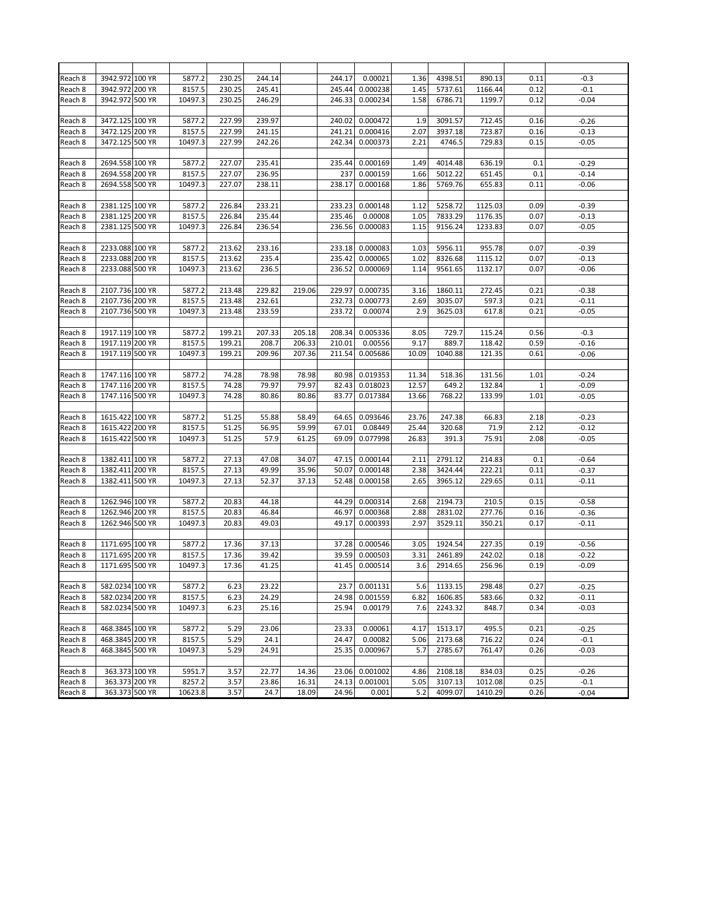|  |  |  |  |  |  |  |  |  |  |  |  |  |  |
|---|---|---|---|---|---|---|---|---|---|---|---|---|---|
| Reach 8 | 3942.972 | 100 YR | 5877.2 | 230.25 | 244.14 |  | 244.17 | 0.00021 | 1.36 | 4398.51 | 890.13 | 0.11 | -0.3 |
| Reach 8 | 3942.972 | 200 YR | 8157.5 | 230.25 | 245.41 |  | 245.44 | 0.000238 | 1.45 | 5737.61 | 1166.44 | 0.12 | -0.1 |
| Reach 8 | 3942.972 | 500 YR | 10497.3 | 230.25 | 246.29 |  | 246.33 | 0.000234 | 1.58 | 6786.71 | 1199.7 | 0.12 | -0.04 |
|  |  |  |  |  |  |  |  |  |  |  |  |  |  |
| Reach 8 | 3472.125 | 100 YR | 5877.2 | 227.99 | 239.97 |  | 240.02 | 0.000472 | 1.9 | 3091.57 | 712.45 | 0.16 | -0.26 |
| Reach 8 | 3472.125 | 200 YR | 8157.5 | 227.99 | 241.15 |  | 241.21 | 0.000416 | 2.07 | 3937.18 | 723.87 | 0.16 | -0.13 |
| Reach 8 | 3472.125 | 500 YR | 10497.3 | 227.99 | 242.26 |  | 242.34 | 0.000373 | 2.21 | 4746.5 | 729.83 | 0.15 | -0.05 |
|  |  |  |  |  |  |  |  |  |  |  |  |  |  |
| Reach 8 | 2694.558 | 100 YR | 5877.2 | 227.07 | 235.41 |  | 235.44 | 0.000169 | 1.49 | 4014.48 | 636.19 | 0.1 | -0.29 |
| Reach 8 | 2694.558 | 200 YR | 8157.5 | 227.07 | 236.95 |  | 237 | 0.000159 | 1.66 | 5012.22 | 651.45 | 0.1 | -0.14 |
| Reach 8 | 2694.558 | 500 YR | 10497.3 | 227.07 | 238.11 |  | 238.17 | 0.000168 | 1.86 | 5769.76 | 655.83 | 0.11 | -0.06 |
|  |  |  |  |  |  |  |  |  |  |  |  |  |  |
| Reach 8 | 2381.125 | 100 YR | 5877.2 | 226.84 | 233.21 |  | 233.23 | 0.000148 | 1.12 | 5258.72 | 1125.03 | 0.09 | -0.39 |
| Reach 8 | 2381.125 | 200 YR | 8157.5 | 226.84 | 235.44 |  | 235.46 | 0.00008 | 1.05 | 7833.29 | 1176.35 | 0.07 | -0.13 |
| Reach 8 | 2381.125 | 500 YR | 10497.3 | 226.84 | 236.54 |  | 236.56 | 0.000083 | 1.15 | 9156.24 | 1233.83 | 0.07 | -0.05 |
|  |  |  |  |  |  |  |  |  |  |  |  |  |  |
| Reach 8 | 2233.088 | 100 YR | 5877.2 | 213.62 | 233.16 |  | 233.18 | 0.000083 | 1.03 | 5956.11 | 955.78 | 0.07 | -0.39 |
| Reach 8 | 2233.088 | 200 YR | 8157.5 | 213.62 | 235.4 |  | 235.42 | 0.000065 | 1.02 | 8326.68 | 1115.12 | 0.07 | -0.13 |
| Reach 8 | 2233.088 | 500 YR | 10497.3 | 213.62 | 236.5 |  | 236.52 | 0.000069 | 1.14 | 9561.65 | 1132.17 | 0.07 | -0.06 |
|  |  |  |  |  |  |  |  |  |  |  |  |  |  |
| Reach 8 | 2107.736 | 100 YR | 5877.2 | 213.48 | 229.82 | 219.06 | 229.97 | 0.000735 | 3.16 | 1860.11 | 272.45 | 0.21 | -0.38 |
| Reach 8 | 2107.736 | 200 YR | 8157.5 | 213.48 | 232.61 |  | 232.73 | 0.000773 | 2.69 | 3035.07 | 597.3 | 0.21 | -0.11 |
| Reach 8 | 2107.736 | 500 YR | 10497.3 | 213.48 | 233.59 |  | 233.72 | 0.00074 | 2.9 | 3625.03 | 617.8 | 0.21 | -0.05 |
|  |  |  |  |  |  |  |  |  |  |  |  |  |  |
| Reach 8 | 1917.119 | 100 YR | 5877.2 | 199.21 | 207.33 | 205.18 | 208.34 | 0.005336 | 8.05 | 729.7 | 115.24 | 0.56 | -0.3 |
| Reach 8 | 1917.119 | 200 YR | 8157.5 | 199.21 | 208.7 | 206.33 | 210.01 | 0.00556 | 9.17 | 889.7 | 118.42 | 0.59 | -0.16 |
| Reach 8 | 1917.119 | 500 YR | 10497.3 | 199.21 | 209.96 | 207.36 | 211.54 | 0.005686 | 10.09 | 1040.88 | 121.35 | 0.61 | -0.06 |
|  |  |  |  |  |  |  |  |  |  |  |  |  |  |
| Reach 8 | 1747.116 | 100 YR | 5877.2 | 74.28 | 78.98 | 78.98 | 80.98 | 0.019353 | 11.34 | 518.36 | 131.56 | 1.01 | -0.24 |
| Reach 8 | 1747.116 | 200 YR | 8157.5 | 74.28 | 79.97 | 79.97 | 82.43 | 0.018023 | 12.57 | 649.2 | 132.84 | 1 | -0.09 |
| Reach 8 | 1747.116 | 500 YR | 10497.3 | 74.28 | 80.86 | 80.86 | 83.77 | 0.017384 | 13.66 | 768.22 | 133.99 | 1.01 | -0.05 |
|  |  |  |  |  |  |  |  |  |  |  |  |  |  |
| Reach 8 | 1615.422 | 100 YR | 5877.2 | 51.25 | 55.88 | 58.49 | 64.65 | 0.093646 | 23.76 | 247.38 | 66.83 | 2.18 | -0.23 |
| Reach 8 | 1615.422 | 200 YR | 8157.5 | 51.25 | 56.95 | 59.99 | 67.01 | 0.08449 | 25.44 | 320.68 | 71.9 | 2.12 | -0.12 |
| Reach 8 | 1615.422 | 500 YR | 10497.3 | 51.25 | 57.9 | 61.25 | 69.09 | 0.077998 | 26.83 | 391.3 | 75.91 | 2.08 | -0.05 |
|  |  |  |  |  |  |  |  |  |  |  |  |  |  |
| Reach 8 | 1382.411 | 100 YR | 5877.2 | 27.13 | 47.08 | 34.07 | 47.15 | 0.000144 | 2.11 | 2791.12 | 214.83 | 0.1 | -0.64 |
| Reach 8 | 1382.411 | 200 YR | 8157.5 | 27.13 | 49.99 | 35.96 | 50.07 | 0.000148 | 2.38 | 3424.44 | 222.21 | 0.11 | -0.37 |
| Reach 8 | 1382.411 | 500 YR | 10497.3 | 27.13 | 52.37 | 37.13 | 52.48 | 0.000158 | 2.65 | 3965.12 | 229.65 | 0.11 | -0.11 |
|  |  |  |  |  |  |  |  |  |  |  |  |  |  |
| Reach 8 | 1262.946 | 100 YR | 5877.2 | 20.83 | 44.18 |  | 44.29 | 0.000314 | 2.68 | 2194.73 | 210.5 | 0.15 | -0.58 |
| Reach 8 | 1262.946 | 200 YR | 8157.5 | 20.83 | 46.84 |  | 46.97 | 0.000368 | 2.88 | 2831.02 | 277.76 | 0.16 | -0.36 |
| Reach 8 | 1262.946 | 500 YR | 10497.3 | 20.83 | 49.03 |  | 49.17 | 0.000393 | 2.97 | 3529.11 | 350.21 | 0.17 | -0.11 |
|  |  |  |  |  |  |  |  |  |  |  |  |  |  |
| Reach 8 | 1171.695 | 100 YR | 5877.2 | 17.36 | 37.13 |  | 37.28 | 0.000546 | 3.05 | 1924.54 | 227.35 | 0.19 | -0.56 |
| Reach 8 | 1171.695 | 200 YR | 8157.5 | 17.36 | 39.42 |  | 39.59 | 0.000503 | 3.31 | 2461.89 | 242.02 | 0.18 | -0.22 |
| Reach 8 | 1171.695 | 500 YR | 10497.3 | 17.36 | 41.25 |  | 41.45 | 0.000514 | 3.6 | 2914.65 | 256.96 | 0.19 | -0.09 |
|  |  |  |  |  |  |  |  |  |  |  |  |  |  |
| Reach 8 | 582.0234 | 100 YR | 5877.2 | 6.23 | 23.22 |  | 23.7 | 0.001131 | 5.6 | 1133.15 | 298.48 | 0.27 | -0.25 |
| Reach 8 | 582.0234 | 200 YR | 8157.5 | 6.23 | 24.29 |  | 24.98 | 0.001559 | 6.82 | 1606.85 | 583.66 | 0.32 | -0.11 |
| Reach 8 | 582.0234 | 500 YR | 10497.3 | 6.23 | 25.16 |  | 25.94 | 0.00179 | 7.6 | 2243.32 | 848.7 | 0.34 | -0.03 |
|  |  |  |  |  |  |  |  |  |  |  |  |  |  |
| Reach 8 | 468.3845 | 100 YR | 5877.2 | 5.29 | 23.06 |  | 23.33 | 0.00061 | 4.17 | 1513.17 | 495.5 | 0.21 | -0.25 |
| Reach 8 | 468.3845 | 200 YR | 8157.5 | 5.29 | 24.1 |  | 24.47 | 0.00082 | 5.06 | 2173.68 | 716.22 | 0.24 | -0.1 |
| Reach 8 | 468.3845 | 500 YR | 10497.3 | 5.29 | 24.91 |  | 25.35 | 0.000967 | 5.7 | 2785.67 | 761.47 | 0.26 | -0.03 |
|  |  |  |  |  |  |  |  |  |  |  |  |  |  |
| Reach 8 | 363.373 | 100 YR | 5951.7 | 3.57 | 22.77 | 14.36 | 23.06 | 0.001002 | 4.86 | 2108.18 | 834.03 | 0.25 | -0.26 |
| Reach 8 | 363.373 | 200 YR | 8257.2 | 3.57 | 23.86 | 16.31 | 24.13 | 0.001001 | 5.05 | 3107.13 | 1012.08 | 0.25 | -0.1 |
| Reach 8 | 363.373 | 500 YR | 10623.8 | 3.57 | 24.7 | 18.09 | 24.96 | 0.001 | 5.2 | 4099.07 | 1410.29 | 0.26 | -0.04 |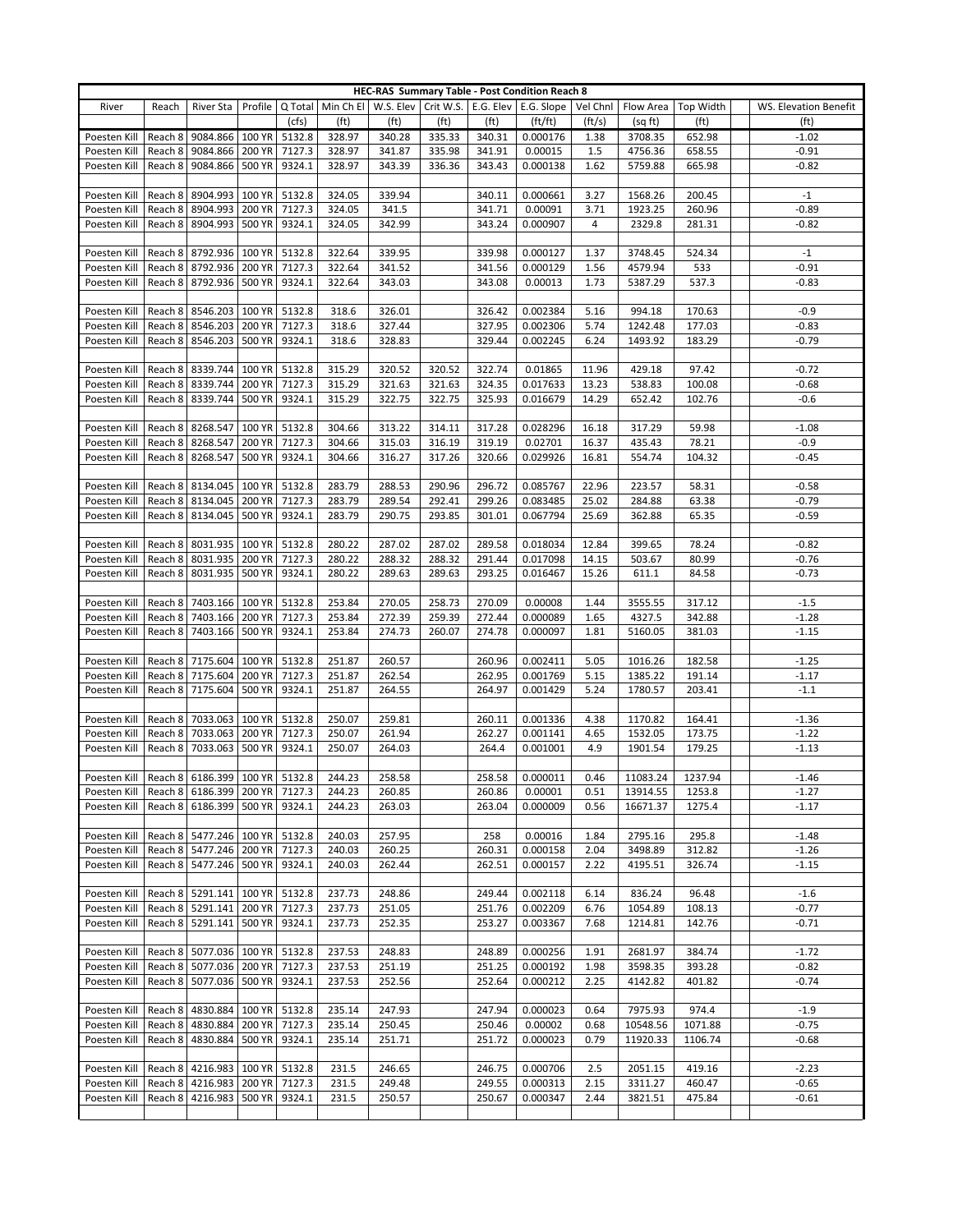| HEC-RAS Summary Table - Post Condition Reach 8 | | | | | | | | | | | | | | |
|---|---|---|---|---|---|---|---|---|---|---|---|---|---|---|
| River | Reach | River Sta | Profile | Q Total | Min Ch El | W.S. Elev | Crit W.S. | E.G. Elev | E.G. Slope | Vel Chnl | Flow Area | Top Width | | WS. Elevation Benefit |
| | | | | (cfs) | (ft) | (ft) | (ft) | (ft) | (ft/ft) | (ft/s) | (sq ft) | (ft) | | (ft) |
| Poesten Kill | Reach 8 | 9084.866 | 100 YR | 5132.8 | 328.97 | 340.28 | 335.33 | 340.31 | 0.000176 | 1.38 | 3708.35 | 652.98 | | -1.02 |
| Poesten Kill | Reach 8 | 9084.866 | 200 YR | 7127.3 | 328.97 | 341.87 | 335.98 | 341.91 | 0.00015 | 1.5 | 4756.36 | 658.55 | | -0.91 |
| Poesten Kill | Reach 8 | 9084.866 | 500 YR | 9324.1 | 328.97 | 343.39 | 336.36 | 343.43 | 0.000138 | 1.62 | 5759.88 | 665.98 | | -0.82 |
| | | | | | | | | | | | | | | |
| Poesten Kill | Reach 8 | 8904.993 | 100 YR | 5132.8 | 324.05 | 339.94 | | 340.11 | 0.000661 | 3.27 | 1568.26 | 200.45 | | -1 |
| Poesten Kill | Reach 8 | 8904.993 | 200 YR | 7127.3 | 324.05 | 341.5 | | 341.71 | 0.00091 | 3.71 | 1923.25 | 260.96 | | -0.89 |
| Poesten Kill | Reach 8 | 8904.993 | 500 YR | 9324.1 | 324.05 | 342.99 | | 343.24 | 0.000907 | 4 | 2329.8 | 281.31 | | -0.82 |
| | | | | | | | | | | | | | | |
| Poesten Kill | Reach 8 | 8792.936 | 100 YR | 5132.8 | 322.64 | 339.95 | | 339.98 | 0.000127 | 1.37 | 3748.45 | 524.34 | | -1 |
| Poesten Kill | Reach 8 | 8792.936 | 200 YR | 7127.3 | 322.64 | 341.52 | | 341.56 | 0.000129 | 1.56 | 4579.94 | 533 | | -0.91 |
| Poesten Kill | Reach 8 | 8792.936 | 500 YR | 9324.1 | 322.64 | 343.03 | | 343.08 | 0.00013 | 1.73 | 5387.29 | 537.3 | | -0.83 |
| | | | | | | | | | | | | | | |
| Poesten Kill | Reach 8 | 8546.203 | 100 YR | 5132.8 | 318.6 | 326.01 | | 326.42 | 0.002384 | 5.16 | 994.18 | 170.63 | | -0.9 |
| Poesten Kill | Reach 8 | 8546.203 | 200 YR | 7127.3 | 318.6 | 327.44 | | 327.95 | 0.002306 | 5.74 | 1242.48 | 177.03 | | -0.83 |
| Poesten Kill | Reach 8 | 8546.203 | 500 YR | 9324.1 | 318.6 | 328.83 | | 329.44 | 0.002245 | 6.24 | 1493.92 | 183.29 | | -0.79 |
| | | | | | | | | | | | | | | |
| Poesten Kill | Reach 8 | 8339.744 | 100 YR | 5132.8 | 315.29 | 320.52 | 320.52 | 322.74 | 0.01865 | 11.96 | 429.18 | 97.42 | | -0.72 |
| Poesten Kill | Reach 8 | 8339.744 | 200 YR | 7127.3 | 315.29 | 321.63 | 321.63 | 324.35 | 0.017633 | 13.23 | 538.83 | 100.08 | | -0.68 |
| Poesten Kill | Reach 8 | 8339.744 | 500 YR | 9324.1 | 315.29 | 322.75 | 322.75 | 325.93 | 0.016679 | 14.29 | 652.42 | 102.76 | | -0.6 |
| | | | | | | | | | | | | | | |
| Poesten Kill | Reach 8 | 8268.547 | 100 YR | 5132.8 | 304.66 | 313.22 | 314.11 | 317.28 | 0.028296 | 16.18 | 317.29 | 59.98 | | -1.08 |
| Poesten Kill | Reach 8 | 8268.547 | 200 YR | 7127.3 | 304.66 | 315.03 | 316.19 | 319.19 | 0.02701 | 16.37 | 435.43 | 78.21 | | -0.9 |
| Poesten Kill | Reach 8 | 8268.547 | 500 YR | 9324.1 | 304.66 | 316.27 | 317.26 | 320.66 | 0.029926 | 16.81 | 554.74 | 104.32 | | -0.45 |
| | | | | | | | | | | | | | | |
| Poesten Kill | Reach 8 | 8134.045 | 100 YR | 5132.8 | 283.79 | 288.53 | 290.96 | 296.72 | 0.085767 | 22.96 | 223.57 | 58.31 | | -0.58 |
| Poesten Kill | Reach 8 | 8134.045 | 200 YR | 7127.3 | 283.79 | 289.54 | 292.41 | 299.26 | 0.083485 | 25.02 | 284.88 | 63.38 | | -0.79 |
| Poesten Kill | Reach 8 | 8134.045 | 500 YR | 9324.1 | 283.79 | 290.75 | 293.85 | 301.01 | 0.067794 | 25.69 | 362.88 | 65.35 | | -0.59 |
| | | | | | | | | | | | | | | |
| Poesten Kill | Reach 8 | 8031.935 | 100 YR | 5132.8 | 280.22 | 287.02 | 287.02 | 289.58 | 0.018034 | 12.84 | 399.65 | 78.24 | | -0.82 |
| Poesten Kill | Reach 8 | 8031.935 | 200 YR | 7127.3 | 280.22 | 288.32 | 288.32 | 291.44 | 0.017098 | 14.15 | 503.67 | 80.99 | | -0.76 |
| Poesten Kill | Reach 8 | 8031.935 | 500 YR | 9324.1 | 280.22 | 289.63 | 289.63 | 293.25 | 0.016467 | 15.26 | 611.1 | 84.58 | | -0.73 |
| | | | | | | | | | | | | | | |
| Poesten Kill | Reach 8 | 7403.166 | 100 YR | 5132.8 | 253.84 | 270.05 | 258.73 | 270.09 | 0.00008 | 1.44 | 3555.55 | 317.12 | | -1.5 |
| Poesten Kill | Reach 8 | 7403.166 | 200 YR | 7127.3 | 253.84 | 272.39 | 259.39 | 272.44 | 0.000089 | 1.65 | 4327.5 | 342.88 | | -1.28 |
| Poesten Kill | Reach 8 | 7403.166 | 500 YR | 9324.1 | 253.84 | 274.73 | 260.07 | 274.78 | 0.000097 | 1.81 | 5160.05 | 381.03 | | -1.15 |
| | | | | | | | | | | | | | | |
| Poesten Kill | Reach 8 | 7175.604 | 100 YR | 5132.8 | 251.87 | 260.57 | | 260.96 | 0.002411 | 5.05 | 1016.26 | 182.58 | | -1.25 |
| Poesten Kill | Reach 8 | 7175.604 | 200 YR | 7127.3 | 251.87 | 262.54 | | 262.95 | 0.001769 | 5.15 | 1385.22 | 191.14 | | -1.17 |
| Poesten Kill | Reach 8 | 7175.604 | 500 YR | 9324.1 | 251.87 | 264.55 | | 264.97 | 0.001429 | 5.24 | 1780.57 | 203.41 | | -1.1 |
| | | | | | | | | | | | | | | |
| Poesten Kill | Reach 8 | 7033.063 | 100 YR | 5132.8 | 250.07 | 259.81 | | 260.11 | 0.001336 | 4.38 | 1170.82 | 164.41 | | -1.36 |
| Poesten Kill | Reach 8 | 7033.063 | 200 YR | 7127.3 | 250.07 | 261.94 | | 262.27 | 0.001141 | 4.65 | 1532.05 | 173.75 | | -1.22 |
| Poesten Kill | Reach 8 | 7033.063 | 500 YR | 9324.1 | 250.07 | 264.03 | | 264.4 | 0.001001 | 4.9 | 1901.54 | 179.25 | | -1.13 |
| | | | | | | | | | | | | | | |
| Poesten Kill | Reach 8 | 6186.399 | 100 YR | 5132.8 | 244.23 | 258.58 | | 258.58 | 0.000011 | 0.46 | 11083.24 | 1237.94 | | -1.46 |
| Poesten Kill | Reach 8 | 6186.399 | 200 YR | 7127.3 | 244.23 | 260.85 | | 260.86 | 0.00001 | 0.51 | 13914.55 | 1253.8 | | -1.27 |
| Poesten Kill | Reach 8 | 6186.399 | 500 YR | 9324.1 | 244.23 | 263.03 | | 263.04 | 0.000009 | 0.56 | 16671.37 | 1275.4 | | -1.17 |
| | | | | | | | | | | | | | | |
| Poesten Kill | Reach 8 | 5477.246 | 100 YR | 5132.8 | 240.03 | 257.95 | | 258 | 0.00016 | 1.84 | 2795.16 | 295.8 | | -1.48 |
| Poesten Kill | Reach 8 | 5477.246 | 200 YR | 7127.3 | 240.03 | 260.25 | | 260.31 | 0.000158 | 2.04 | 3498.89 | 312.82 | | -1.26 |
| Poesten Kill | Reach 8 | 5477.246 | 500 YR | 9324.1 | 240.03 | 262.44 | | 262.51 | 0.000157 | 2.22 | 4195.51 | 326.74 | | -1.15 |
| | | | | | | | | | | | | | | |
| Poesten Kill | Reach 8 | 5291.141 | 100 YR | 5132.8 | 237.73 | 248.86 | | 249.44 | 0.002118 | 6.14 | 836.24 | 96.48 | | -1.6 |
| Poesten Kill | Reach 8 | 5291.141 | 200 YR | 7127.3 | 237.73 | 251.05 | | 251.76 | 0.002209 | 6.76 | 1054.89 | 108.13 | | -0.77 |
| Poesten Kill | Reach 8 | 5291.141 | 500 YR | 9324.1 | 237.73 | 252.35 | | 253.27 | 0.003367 | 7.68 | 1214.81 | 142.76 | | -0.71 |
| | | | | | | | | | | | | | | |
| Poesten Kill | Reach 8 | 5077.036 | 100 YR | 5132.8 | 237.53 | 248.83 | | 248.89 | 0.000256 | 1.91 | 2681.97 | 384.74 | | -1.72 |
| Poesten Kill | Reach 8 | 5077.036 | 200 YR | 7127.3 | 237.53 | 251.19 | | 251.25 | 0.000192 | 1.98 | 3598.35 | 393.28 | | -0.82 |
| Poesten Kill | Reach 8 | 5077.036 | 500 YR | 9324.1 | 237.53 | 252.56 | | 252.64 | 0.000212 | 2.25 | 4142.82 | 401.82 | | -0.74 |
| | | | | | | | | | | | | | | |
| Poesten Kill | Reach 8 | 4830.884 | 100 YR | 5132.8 | 235.14 | 247.93 | | 247.94 | 0.000023 | 0.64 | 7975.93 | 974.4 | | -1.9 |
| Poesten Kill | Reach 8 | 4830.884 | 200 YR | 7127.3 | 235.14 | 250.45 | | 250.46 | 0.00002 | 0.68 | 10548.56 | 1071.88 | | -0.75 |
| Poesten Kill | Reach 8 | 4830.884 | 500 YR | 9324.1 | 235.14 | 251.71 | | 251.72 | 0.000023 | 0.79 | 11920.33 | 1106.74 | | -0.68 |
| | | | | | | | | | | | | | | |
| Poesten Kill | Reach 8 | 4216.983 | 100 YR | 5132.8 | 231.5 | 246.65 | | 246.75 | 0.000706 | 2.5 | 2051.15 | 419.16 | | -2.23 |
| Poesten Kill | Reach 8 | 4216.983 | 200 YR | 7127.3 | 231.5 | 249.48 | | 249.55 | 0.000313 | 2.15 | 3311.27 | 460.47 | | -0.65 |
| Poesten Kill | Reach 8 | 4216.983 | 500 YR | 9324.1 | 231.5 | 250.57 | | 250.67 | 0.000347 | 2.44 | 3821.51 | 475.84 | | -0.61 |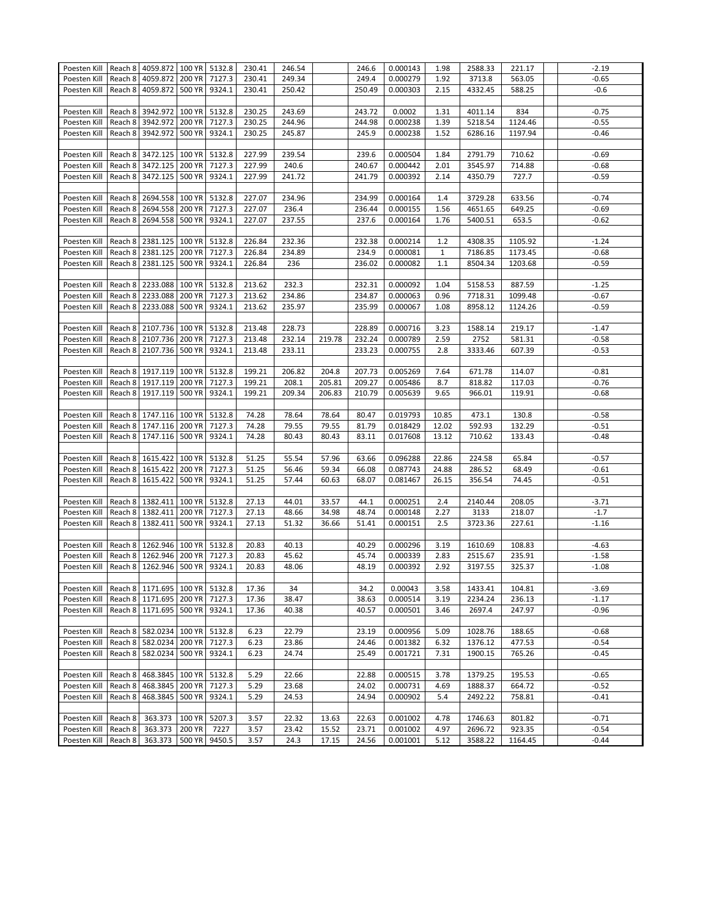| | | | | | | | | | | | | | | |
|---|---|---|---|---|---|---|---|---|---|---|---|---|---|---|
| Poesten Kill | Reach 8 | 4059.872 | 100 YR | 5132.8 | 230.41 | 246.54 | | 246.6 | 0.000143 | 1.98 | 2588.33 | 221.17 | | -2.19 |
| Poesten Kill | Reach 8 | 4059.872 | 200 YR | 7127.3 | 230.41 | 249.34 | | 249.4 | 0.000279 | 1.92 | 3713.8 | 563.05 | | -0.65 |
| Poesten Kill | Reach 8 | 4059.872 | 500 YR | 9324.1 | 230.41 | 250.42 | | 250.49 | 0.000303 | 2.15 | 4332.45 | 588.25 | | -0.6 |
| | | | | | | | | | | | | | | |
| Poesten Kill | Reach 8 | 3942.972 | 100 YR | 5132.8 | 230.25 | 243.69 | | 243.72 | 0.0002 | 1.31 | 4011.14 | 834 | | -0.75 |
| Poesten Kill | Reach 8 | 3942.972 | 200 YR | 7127.3 | 230.25 | 244.96 | | 244.98 | 0.000238 | 1.39 | 5218.54 | 1124.46 | | -0.55 |
| Poesten Kill | Reach 8 | 3942.972 | 500 YR | 9324.1 | 230.25 | 245.87 | | 245.9 | 0.000238 | 1.52 | 6286.16 | 1197.94 | | -0.46 |
| | | | | | | | | | | | | | | |
| Poesten Kill | Reach 8 | 3472.125 | 100 YR | 5132.8 | 227.99 | 239.54 | | 239.6 | 0.000504 | 1.84 | 2791.79 | 710.62 | | -0.69 |
| Poesten Kill | Reach 8 | 3472.125 | 200 YR | 7127.3 | 227.99 | 240.6 | | 240.67 | 0.000442 | 2.01 | 3545.97 | 714.88 | | -0.68 |
| Poesten Kill | Reach 8 | 3472.125 | 500 YR | 9324.1 | 227.99 | 241.72 | | 241.79 | 0.000392 | 2.14 | 4350.79 | 727.7 | | -0.59 |
| | | | | | | | | | | | | | | |
| Poesten Kill | Reach 8 | 2694.558 | 100 YR | 5132.8 | 227.07 | 234.96 | | 234.99 | 0.000164 | 1.4 | 3729.28 | 633.56 | | -0.74 |
| Poesten Kill | Reach 8 | 2694.558 | 200 YR | 7127.3 | 227.07 | 236.4 | | 236.44 | 0.000155 | 1.56 | 4651.65 | 649.25 | | -0.69 |
| Poesten Kill | Reach 8 | 2694.558 | 500 YR | 9324.1 | 227.07 | 237.55 | | 237.6 | 0.000164 | 1.76 | 5400.51 | 653.5 | | -0.62 |
| | | | | | | | | | | | | | | |
| Poesten Kill | Reach 8 | 2381.125 | 100 YR | 5132.8 | 226.84 | 232.36 | | 232.38 | 0.000214 | 1.2 | 4308.35 | 1105.92 | | -1.24 |
| Poesten Kill | Reach 8 | 2381.125 | 200 YR | 7127.3 | 226.84 | 234.89 | | 234.9 | 0.000081 | 1 | 7186.85 | 1173.45 | | -0.68 |
| Poesten Kill | Reach 8 | 2381.125 | 500 YR | 9324.1 | 226.84 | 236 | | 236.02 | 0.000082 | 1.1 | 8504.34 | 1203.68 | | -0.59 |
| | | | | | | | | | | | | | | |
| Poesten Kill | Reach 8 | 2233.088 | 100 YR | 5132.8 | 213.62 | 232.3 | | 232.31 | 0.000092 | 1.04 | 5158.53 | 887.59 | | -1.25 |
| Poesten Kill | Reach 8 | 2233.088 | 200 YR | 7127.3 | 213.62 | 234.86 | | 234.87 | 0.000063 | 0.96 | 7718.31 | 1099.48 | | -0.67 |
| Poesten Kill | Reach 8 | 2233.088 | 500 YR | 9324.1 | 213.62 | 235.97 | | 235.99 | 0.000067 | 1.08 | 8958.12 | 1124.26 | | -0.59 |
| | | | | | | | | | | | | | | |
| Poesten Kill | Reach 8 | 2107.736 | 100 YR | 5132.8 | 213.48 | 228.73 | | 228.89 | 0.000716 | 3.23 | 1588.14 | 219.17 | | -1.47 |
| Poesten Kill | Reach 8 | 2107.736 | 200 YR | 7127.3 | 213.48 | 232.14 | 219.78 | 232.24 | 0.000789 | 2.59 | 2752 | 581.31 | | -0.58 |
| Poesten Kill | Reach 8 | 2107.736 | 500 YR | 9324.1 | 213.48 | 233.11 | | 233.23 | 0.000755 | 2.8 | 3333.46 | 607.39 | | -0.53 |
| | | | | | | | | | | | | | | |
| Poesten Kill | Reach 8 | 1917.119 | 100 YR | 5132.8 | 199.21 | 206.82 | 204.8 | 207.73 | 0.005269 | 7.64 | 671.78 | 114.07 | | -0.81 |
| Poesten Kill | Reach 8 | 1917.119 | 200 YR | 7127.3 | 199.21 | 208.1 | 205.81 | 209.27 | 0.005486 | 8.7 | 818.82 | 117.03 | | -0.76 |
| Poesten Kill | Reach 8 | 1917.119 | 500 YR | 9324.1 | 199.21 | 209.34 | 206.83 | 210.79 | 0.005639 | 9.65 | 966.01 | 119.91 | | -0.68 |
| | | | | | | | | | | | | | | |
| Poesten Kill | Reach 8 | 1747.116 | 100 YR | 5132.8 | 74.28 | 78.64 | 78.64 | 80.47 | 0.019793 | 10.85 | 473.1 | 130.8 | | -0.58 |
| Poesten Kill | Reach 8 | 1747.116 | 200 YR | 7127.3 | 74.28 | 79.55 | 79.55 | 81.79 | 0.018429 | 12.02 | 592.93 | 132.29 | | -0.51 |
| Poesten Kill | Reach 8 | 1747.116 | 500 YR | 9324.1 | 74.28 | 80.43 | 80.43 | 83.11 | 0.017608 | 13.12 | 710.62 | 133.43 | | -0.48 |
| | | | | | | | | | | | | | | |
| Poesten Kill | Reach 8 | 1615.422 | 100 YR | 5132.8 | 51.25 | 55.54 | 57.96 | 63.66 | 0.096288 | 22.86 | 224.58 | 65.84 | | -0.57 |
| Poesten Kill | Reach 8 | 1615.422 | 200 YR | 7127.3 | 51.25 | 56.46 | 59.34 | 66.08 | 0.087743 | 24.88 | 286.52 | 68.49 | | -0.61 |
| Poesten Kill | Reach 8 | 1615.422 | 500 YR | 9324.1 | 51.25 | 57.44 | 60.63 | 68.07 | 0.081467 | 26.15 | 356.54 | 74.45 | | -0.51 |
| | | | | | | | | | | | | | | |
| Poesten Kill | Reach 8 | 1382.411 | 100 YR | 5132.8 | 27.13 | 44.01 | 33.57 | 44.1 | 0.000251 | 2.4 | 2140.44 | 208.05 | | -3.71 |
| Poesten Kill | Reach 8 | 1382.411 | 200 YR | 7127.3 | 27.13 | 48.66 | 34.98 | 48.74 | 0.000148 | 2.27 | 3133 | 218.07 | | -1.7 |
| Poesten Kill | Reach 8 | 1382.411 | 500 YR | 9324.1 | 27.13 | 51.32 | 36.66 | 51.41 | 0.000151 | 2.5 | 3723.36 | 227.61 | | -1.16 |
| | | | | | | | | | | | | | | |
| Poesten Kill | Reach 8 | 1262.946 | 100 YR | 5132.8 | 20.83 | 40.13 | | 40.29 | 0.000296 | 3.19 | 1610.69 | 108.83 | | -4.63 |
| Poesten Kill | Reach 8 | 1262.946 | 200 YR | 7127.3 | 20.83 | 45.62 | | 45.74 | 0.000339 | 2.83 | 2515.67 | 235.91 | | -1.58 |
| Poesten Kill | Reach 8 | 1262.946 | 500 YR | 9324.1 | 20.83 | 48.06 | | 48.19 | 0.000392 | 2.92 | 3197.55 | 325.37 | | -1.08 |
| | | | | | | | | | | | | | | |
| Poesten Kill | Reach 8 | 1171.695 | 100 YR | 5132.8 | 17.36 | 34 | | 34.2 | 0.00043 | 3.58 | 1433.41 | 104.81 | | -3.69 |
| Poesten Kill | Reach 8 | 1171.695 | 200 YR | 7127.3 | 17.36 | 38.47 | | 38.63 | 0.000514 | 3.19 | 2234.24 | 236.13 | | -1.17 |
| Poesten Kill | Reach 8 | 1171.695 | 500 YR | 9324.1 | 17.36 | 40.38 | | 40.57 | 0.000501 | 3.46 | 2697.4 | 247.97 | | -0.96 |
| | | | | | | | | | | | | | | |
| Poesten Kill | Reach 8 | 582.0234 | 100 YR | 5132.8 | 6.23 | 22.79 | | 23.19 | 0.000956 | 5.09 | 1028.76 | 188.65 | | -0.68 |
| Poesten Kill | Reach 8 | 582.0234 | 200 YR | 7127.3 | 6.23 | 23.86 | | 24.46 | 0.001382 | 6.32 | 1376.12 | 477.53 | | -0.54 |
| Poesten Kill | Reach 8 | 582.0234 | 500 YR | 9324.1 | 6.23 | 24.74 | | 25.49 | 0.001721 | 7.31 | 1900.15 | 765.26 | | -0.45 |
| | | | | | | | | | | | | | | |
| Poesten Kill | Reach 8 | 468.3845 | 100 YR | 5132.8 | 5.29 | 22.66 | | 22.88 | 0.000515 | 3.78 | 1379.25 | 195.53 | | -0.65 |
| Poesten Kill | Reach 8 | 468.3845 | 200 YR | 7127.3 | 5.29 | 23.68 | | 24.02 | 0.000731 | 4.69 | 1888.37 | 664.72 | | -0.52 |
| Poesten Kill | Reach 8 | 468.3845 | 500 YR | 9324.1 | 5.29 | 24.53 | | 24.94 | 0.000902 | 5.4 | 2492.22 | 758.81 | | -0.41 |
| | | | | | | | | | | | | | | |
| Poesten Kill | Reach 8 | 363.373 | 100 YR | 5207.3 | 3.57 | 22.32 | 13.63 | 22.63 | 0.001002 | 4.78 | 1746.63 | 801.82 | | -0.71 |
| Poesten Kill | Reach 8 | 363.373 | 200 YR | 7227 | 3.57 | 23.42 | 15.52 | 23.71 | 0.001002 | 4.97 | 2696.72 | 923.35 | | -0.54 |
| Poesten Kill | Reach 8 | 363.373 | 500 YR | 9450.5 | 3.57 | 24.3 | 17.15 | 24.56 | 0.001001 | 5.12 | 3588.22 | 1164.45 | | -0.44 |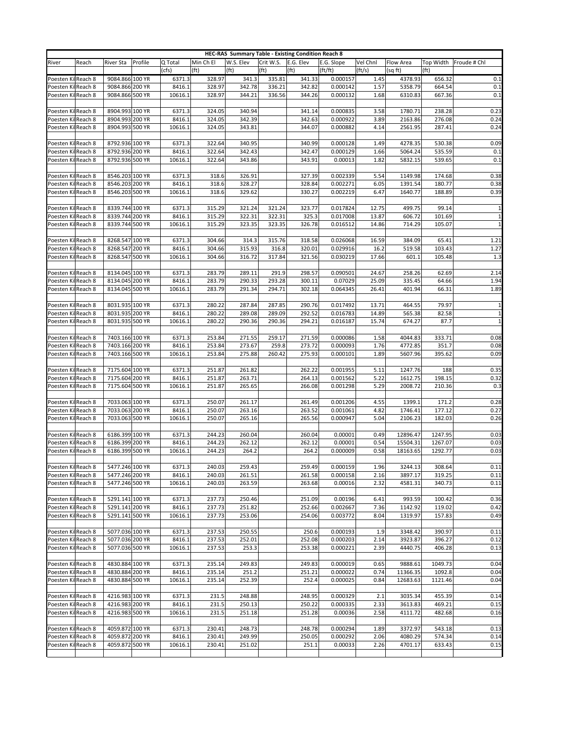**HEC-RAS Summary Table - Existing Condition Reach 8**

| River | Reach | River Sta | Profile | Q Total | Min Ch El | W.S. Elev | Crit W.S. | E.G. Elev | E.G. Slope | Vel Chnl | Flow Area | Top Width | Froude # Chl |
|---|---|---|---|---|---|---|---|---|---|---|---|---|---|
| | | | | (cfs) | (ft) | (ft) | (ft) | (ft) | (ft/ft) | (ft/s) | (sq ft) | (ft) | |
| Poesten Ki | Reach 8 | 9084.866 | 100 YR | 6371.3 | 328.97 | 341.3 | 335.81 | 341.33 | 0.000157 | 1.45 | 4378.93 | 656.32 | 0.1 |
| Poesten Ki | Reach 8 | 9084.866 | 200 YR | 8416.1 | 328.97 | 342.78 | 336.21 | 342.82 | 0.000142 | 1.57 | 5358.79 | 664.54 | 0.1 |
| Poesten Ki | Reach 8 | 9084.866 | 500 YR | 10616.1 | 328.97 | 344.21 | 336.56 | 344.26 | 0.000132 | 1.68 | 6310.83 | 667.36 | 0.1 |
| | | | | | | | | | | | | | |
| Poesten Ki | Reach 8 | 8904.993 | 100 YR | 6371.3 | 324.05 | 340.94 | | 341.14 | 0.000835 | 3.58 | 1780.71 | 238.28 | 0.23 |
| Poesten Ki | Reach 8 | 8904.993 | 200 YR | 8416.1 | 324.05 | 342.39 | | 342.63 | 0.000922 | 3.89 | 2163.86 | 276.08 | 0.24 |
| Poesten Ki | Reach 8 | 8904.993 | 500 YR | 10616.1 | 324.05 | 343.81 | | 344.07 | 0.000882 | 4.14 | 2561.95 | 287.41 | 0.24 |
| | | | | | | | | | | | | | |
| Poesten Ki | Reach 8 | 8792.936 | 100 YR | 6371.3 | 322.64 | 340.95 | | 340.99 | 0.000128 | 1.49 | 4278.35 | 530.38 | 0.09 |
| Poesten Ki | Reach 8 | 8792.936 | 200 YR | 8416.1 | 322.64 | 342.43 | | 342.47 | 0.000129 | 1.66 | 5064.24 | 535.59 | 0.1 |
| Poesten Ki | Reach 8 | 8792.936 | 500 YR | 10616.1 | 322.64 | 343.86 | | 343.91 | 0.00013 | 1.82 | 5832.15 | 539.65 | 0.1 |
| | | | | | | | | | | | | | |
| Poesten Ki | Reach 8 | 8546.203 | 100 YR | 6371.3 | 318.6 | 326.91 | | 327.39 | 0.002339 | 5.54 | 1149.98 | 174.68 | 0.38 |
| Poesten Ki | Reach 8 | 8546.203 | 200 YR | 8416.1 | 318.6 | 328.27 | | 328.84 | 0.002271 | 6.05 | 1391.54 | 180.77 | 0.38 |
| Poesten Ki | Reach 8 | 8546.203 | 500 YR | 10616.1 | 318.6 | 329.62 | | 330.27 | 0.002219 | 6.47 | 1640.77 | 188.89 | 0.39 |
| | | | | | | | | | | | | | |
| Poesten Ki | Reach 8 | 8339.744 | 100 YR | 6371.3 | 315.29 | 321.24 | 321.24 | 323.77 | 0.017824 | 12.75 | 499.75 | 99.14 | 1 |
| Poesten Ki | Reach 8 | 8339.744 | 200 YR | 8416.1 | 315.29 | 322.31 | 322.31 | 325.3 | 0.017008 | 13.87 | 606.72 | 101.69 | 1 |
| Poesten Ki | Reach 8 | 8339.744 | 500 YR | 10616.1 | 315.29 | 323.35 | 323.35 | 326.78 | 0.016512 | 14.86 | 714.29 | 105.07 | 1 |
| | | | | | | | | | | | | | |
| Poesten Ki | Reach 8 | 8268.547 | 100 YR | 6371.3 | 304.66 | 314.3 | 315.76 | 318.58 | 0.026068 | 16.59 | 384.09 | 65.41 | 1.21 |
| Poesten Ki | Reach 8 | 8268.547 | 200 YR | 8416.1 | 304.66 | 315.93 | 316.8 | 320.01 | 0.029916 | 16.2 | 519.58 | 103.43 | 1.27 |
| Poesten Ki | Reach 8 | 8268.547 | 500 YR | 10616.1 | 304.66 | 316.72 | 317.84 | 321.56 | 0.030219 | 17.66 | 601.1 | 105.48 | 1.3 |
| | | | | | | | | | | | | | |
| Poesten Ki | Reach 8 | 8134.045 | 100 YR | 6371.3 | 283.79 | 289.11 | 291.9 | 298.57 | 0.090501 | 24.67 | 258.26 | 62.69 | 2.14 |
| Poesten Ki | Reach 8 | 8134.045 | 200 YR | 8416.1 | 283.79 | 290.33 | 293.28 | 300.11 | 0.07029 | 25.09 | 335.45 | 64.66 | 1.94 |
| Poesten Ki | Reach 8 | 8134.045 | 500 YR | 10616.1 | 283.79 | 291.34 | 294.71 | 302.18 | 0.064345 | 26.41 | 401.94 | 66.31 | 1.89 |
| | | | | | | | | | | | | | |
| Poesten Ki | Reach 8 | 8031.935 | 100 YR | 6371.3 | 280.22 | 287.84 | 287.85 | 290.76 | 0.017492 | 13.71 | 464.55 | 79.97 | 1 |
| Poesten Ki | Reach 8 | 8031.935 | 200 YR | 8416.1 | 280.22 | 289.08 | 289.09 | 292.52 | 0.016783 | 14.89 | 565.38 | 82.58 | 1 |
| Poesten Ki | Reach 8 | 8031.935 | 500 YR | 10616.1 | 280.22 | 290.36 | 290.36 | 294.21 | 0.016187 | 15.74 | 674.27 | 87.7 | 1 |
| | | | | | | | | | | | | | |
| Poesten Ki | Reach 8 | 7403.166 | 100 YR | 6371.3 | 253.84 | 271.55 | 259.17 | 271.59 | 0.000086 | 1.58 | 4044.83 | 333.71 | 0.08 |
| Poesten Ki | Reach 8 | 7403.166 | 200 YR | 8416.1 | 253.84 | 273.67 | 259.8 | 273.72 | 0.000093 | 1.76 | 4772.85 | 351.7 | 0.08 |
| Poesten Ki | Reach 8 | 7403.166 | 500 YR | 10616.1 | 253.84 | 275.88 | 260.42 | 275.93 | 0.000101 | 1.89 | 5607.96 | 395.62 | 0.09 |
| | | | | | | | | | | | | | |
| Poesten Ki | Reach 8 | 7175.604 | 100 YR | 6371.3 | 251.87 | 261.82 | | 262.22 | 0.001955 | 5.11 | 1247.76 | 188 | 0.35 |
| Poesten Ki | Reach 8 | 7175.604 | 200 YR | 8416.1 | 251.87 | 263.71 | | 264.13 | 0.001562 | 5.22 | 1612.75 | 198.15 | 0.32 |
| Poesten Ki | Reach 8 | 7175.604 | 500 YR | 10616.1 | 251.87 | 265.65 | | 266.08 | 0.001298 | 5.29 | 2008.72 | 210.36 | 0.3 |
| | | | | | | | | | | | | | |
| Poesten Ki | Reach 8 | 7033.063 | 100 YR | 6371.3 | 250.07 | 261.17 | | 261.49 | 0.001206 | 4.55 | 1399.1 | 171.2 | 0.28 |
| Poesten Ki | Reach 8 | 7033.063 | 200 YR | 8416.1 | 250.07 | 263.16 | | 263.52 | 0.001061 | 4.82 | 1746.41 | 177.12 | 0.27 |
| Poesten Ki | Reach 8 | 7033.063 | 500 YR | 10616.1 | 250.07 | 265.16 | | 265.56 | 0.000947 | 5.04 | 2106.23 | 182.03 | 0.26 |
| | | | | | | | | | | | | | |
| Poesten Ki | Reach 8 | 6186.399 | 100 YR | 6371.3 | 244.23 | 260.04 | | 260.04 | 0.00001 | 0.49 | 12896.47 | 1247.95 | 0.03 |
| Poesten Ki | Reach 8 | 6186.399 | 200 YR | 8416.1 | 244.23 | 262.12 | | 262.12 | 0.00001 | 0.54 | 15504.31 | 1267.07 | 0.03 |
| Poesten Ki | Reach 8 | 6186.399 | 500 YR | 10616.1 | 244.23 | 264.2 | | 264.2 | 0.000009 | 0.58 | 18163.65 | 1292.77 | 0.03 |
| | | | | | | | | | | | | | |
| Poesten Ki | Reach 8 | 5477.246 | 100 YR | 6371.3 | 240.03 | 259.43 | | 259.49 | 0.000159 | 1.96 | 3244.13 | 308.64 | 0.11 |
| Poesten Ki | Reach 8 | 5477.246 | 200 YR | 8416.1 | 240.03 | 261.51 | | 261.58 | 0.000158 | 2.16 | 3897.17 | 319.25 | 0.11 |
| Poesten Ki | Reach 8 | 5477.246 | 500 YR | 10616.1 | 240.03 | 263.59 | | 263.68 | 0.00016 | 2.32 | 4581.31 | 340.73 | 0.11 |
| | | | | | | | | | | | | | |
| Poesten Ki | Reach 8 | 5291.141 | 100 YR | 6371.3 | 237.73 | 250.46 | | 251.09 | 0.00196 | 6.41 | 993.59 | 100.42 | 0.36 |
| Poesten Ki | Reach 8 | 5291.141 | 200 YR | 8416.1 | 237.73 | 251.82 | | 252.66 | 0.002667 | 7.36 | 1142.92 | 119.02 | 0.42 |
| Poesten Ki | Reach 8 | 5291.141 | 500 YR | 10616.1 | 237.73 | 253.06 | | 254.06 | 0.003772 | 8.04 | 1319.97 | 157.83 | 0.49 |
| | | | | | | | | | | | | | |
| Poesten Ki | Reach 8 | 5077.036 | 100 YR | 6371.3 | 237.53 | 250.55 | | 250.6 | 0.000193 | 1.9 | 3348.42 | 390.97 | 0.11 |
| Poesten Ki | Reach 8 | 5077.036 | 200 YR | 8416.1 | 237.53 | 252.01 | | 252.08 | 0.000203 | 2.14 | 3923.87 | 396.27 | 0.12 |
| Poesten Ki | Reach 8 | 5077.036 | 500 YR | 10616.1 | 237.53 | 253.3 | | 253.38 | 0.000221 | 2.39 | 4440.75 | 406.28 | 0.13 |
| | | | | | | | | | | | | | |
| Poesten Ki | Reach 8 | 4830.884 | 100 YR | 6371.3 | 235.14 | 249.83 | | 249.83 | 0.000019 | 0.65 | 9888.61 | 1049.73 | 0.04 |
| Poesten Ki | Reach 8 | 4830.884 | 200 YR | 8416.1 | 235.14 | 251.2 | | 251.21 | 0.000022 | 0.74 | 11366.35 | 1092.8 | 0.04 |
| Poesten Ki | Reach 8 | 4830.884 | 500 YR | 10616.1 | 235.14 | 252.39 | | 252.4 | 0.000025 | 0.84 | 12683.63 | 1121.46 | 0.04 |
| | | | | | | | | | | | | | |
| Poesten Ki | Reach 8 | 4216.983 | 100 YR | 6371.3 | 231.5 | 248.88 | | 248.95 | 0.000329 | 2.1 | 3035.34 | 455.39 | 0.14 |
| Poesten Ki | Reach 8 | 4216.983 | 200 YR | 8416.1 | 231.5 | 250.13 | | 250.22 | 0.000335 | 2.33 | 3613.83 | 469.21 | 0.15 |
| Poesten Ki | Reach 8 | 4216.983 | 500 YR | 10616.1 | 231.5 | 251.18 | | 251.28 | 0.00036 | 2.58 | 4111.72 | 482.68 | 0.16 |
| | | | | | | | | | | | | | |
| Poesten Ki | Reach 8 | 4059.872 | 100 YR | 6371.3 | 230.41 | 248.73 | | 248.78 | 0.000294 | 1.89 | 3372.97 | 543.18 | 0.13 |
| Poesten Ki | Reach 8 | 4059.872 | 200 YR | 8416.1 | 230.41 | 249.99 | | 250.05 | 0.000292 | 2.06 | 4080.29 | 574.34 | 0.14 |
| Poesten Ki | Reach 8 | 4059.872 | 500 YR | 10616.1 | 230.41 | 251.02 | | 251.1 | 0.00033 | 2.26 | 4701.17 | 633.43 | 0.15 |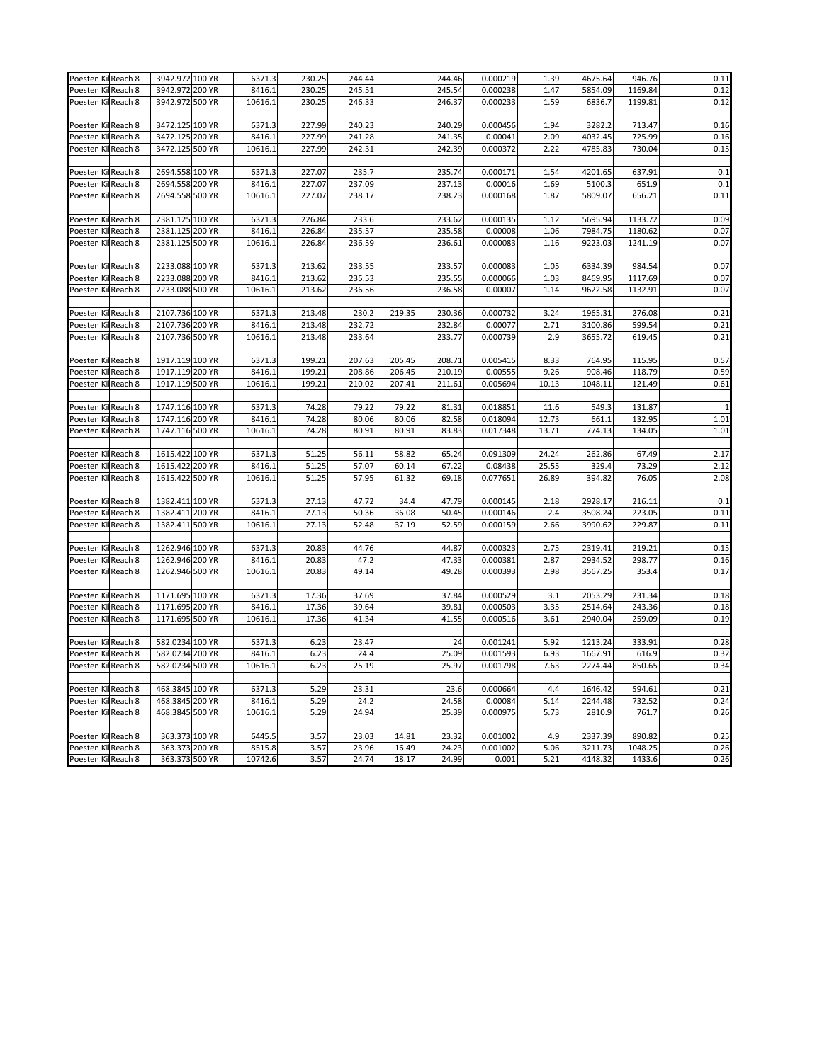| | | | | | | | | | | | | | | |
|---|---|---|---|---|---|---|---|---|---|---|---|---|---|---|
| Poesten Ki | Reach 8 | 3942.972 | 100 YR | 6371.3 | 230.25 | 244.44 | | 244.46 | 0.000219 | 1.39 | 4675.64 | 946.76 | 0.11 |
| Poesten Ki | Reach 8 | 3942.972 | 200 YR | 8416.1 | 230.25 | 245.51 | | 245.54 | 0.000238 | 1.47 | 5854.09 | 1169.84 | 0.12 |
| Poesten Ki | Reach 8 | 3942.972 | 500 YR | 10616.1 | 230.25 | 246.33 | | 246.37 | 0.000233 | 1.59 | 6836.7 | 1199.81 | 0.12 |
| | | | | | | | | | | | | | |
| Poesten Ki | Reach 8 | 3472.125 | 100 YR | 6371.3 | 227.99 | 240.23 | | 240.29 | 0.000456 | 1.94 | 3282.2 | 713.47 | 0.16 |
| Poesten Ki | Reach 8 | 3472.125 | 200 YR | 8416.1 | 227.99 | 241.28 | | 241.35 | 0.00041 | 2.09 | 4032.45 | 725.99 | 0.16 |
| Poesten Ki | Reach 8 | 3472.125 | 500 YR | 10616.1 | 227.99 | 242.31 | | 242.39 | 0.000372 | 2.22 | 4785.83 | 730.04 | 0.15 |
| | | | | | | | | | | | | | |
| Poesten Ki | Reach 8 | 2694.558 | 100 YR | 6371.3 | 227.07 | 235.7 | | 235.74 | 0.000171 | 1.54 | 4201.65 | 637.91 | 0.1 |
| Poesten Ki | Reach 8 | 2694.558 | 200 YR | 8416.1 | 227.07 | 237.09 | | 237.13 | 0.00016 | 1.69 | 5100.3 | 651.9 | 0.1 |
| Poesten Ki | Reach 8 | 2694.558 | 500 YR | 10616.1 | 227.07 | 238.17 | | 238.23 | 0.000168 | 1.87 | 5809.07 | 656.21 | 0.11 |
| | | | | | | | | | | | | | |
| Poesten Ki | Reach 8 | 2381.125 | 100 YR | 6371.3 | 226.84 | 233.6 | | 233.62 | 0.000135 | 1.12 | 5695.94 | 1133.72 | 0.09 |
| Poesten Ki | Reach 8 | 2381.125 | 200 YR | 8416.1 | 226.84 | 235.57 | | 235.58 | 0.00008 | 1.06 | 7984.75 | 1180.62 | 0.07 |
| Poesten Ki | Reach 8 | 2381.125 | 500 YR | 10616.1 | 226.84 | 236.59 | | 236.61 | 0.000083 | 1.16 | 9223.03 | 1241.19 | 0.07 |
| | | | | | | | | | | | | | |
| Poesten Ki | Reach 8 | 2233.088 | 100 YR | 6371.3 | 213.62 | 233.55 | | 233.57 | 0.000083 | 1.05 | 6334.39 | 984.54 | 0.07 |
| Poesten Ki | Reach 8 | 2233.088 | 200 YR | 8416.1 | 213.62 | 235.53 | | 235.55 | 0.000066 | 1.03 | 8469.95 | 1117.69 | 0.07 |
| Poesten Ki | Reach 8 | 2233.088 | 500 YR | 10616.1 | 213.62 | 236.56 | | 236.58 | 0.00007 | 1.14 | 9622.58 | 1132.91 | 0.07 |
| | | | | | | | | | | | | | |
| Poesten Ki | Reach 8 | 2107.736 | 100 YR | 6371.3 | 213.48 | 230.2 | 219.35 | 230.36 | 0.000732 | 3.24 | 1965.31 | 276.08 | 0.21 |
| Poesten Ki | Reach 8 | 2107.736 | 200 YR | 8416.1 | 213.48 | 232.72 | | 232.84 | 0.00077 | 2.71 | 3100.86 | 599.54 | 0.21 |
| Poesten Ki | Reach 8 | 2107.736 | 500 YR | 10616.1 | 213.48 | 233.64 | | 233.77 | 0.000739 | 2.9 | 3655.72 | 619.45 | 0.21 |
| | | | | | | | | | | | | | |
| Poesten Ki | Reach 8 | 1917.119 | 100 YR | 6371.3 | 199.21 | 207.63 | 205.45 | 208.71 | 0.005415 | 8.33 | 764.95 | 115.95 | 0.57 |
| Poesten Ki | Reach 8 | 1917.119 | 200 YR | 8416.1 | 199.21 | 208.86 | 206.45 | 210.19 | 0.00555 | 9.26 | 908.46 | 118.79 | 0.59 |
| Poesten Ki | Reach 8 | 1917.119 | 500 YR | 10616.1 | 199.21 | 210.02 | 207.41 | 211.61 | 0.005694 | 10.13 | 1048.11 | 121.49 | 0.61 |
| | | | | | | | | | | | | | |
| Poesten Ki | Reach 8 | 1747.116 | 100 YR | 6371.3 | 74.28 | 79.22 | 79.22 | 81.31 | 0.018851 | 11.6 | 549.3 | 131.87 | 1 |
| Poesten Ki | Reach 8 | 1747.116 | 200 YR | 8416.1 | 74.28 | 80.06 | 80.06 | 82.58 | 0.018094 | 12.73 | 661.1 | 132.95 | 1.01 |
| Poesten Ki | Reach 8 | 1747.116 | 500 YR | 10616.1 | 74.28 | 80.91 | 80.91 | 83.83 | 0.017348 | 13.71 | 774.13 | 134.05 | 1.01 |
| | | | | | | | | | | | | | |
| Poesten Ki | Reach 8 | 1615.422 | 100 YR | 6371.3 | 51.25 | 56.11 | 58.82 | 65.24 | 0.091309 | 24.24 | 262.86 | 67.49 | 2.17 |
| Poesten Ki | Reach 8 | 1615.422 | 200 YR | 8416.1 | 51.25 | 57.07 | 60.14 | 67.22 | 0.08438 | 25.55 | 329.4 | 73.29 | 2.12 |
| Poesten Ki | Reach 8 | 1615.422 | 500 YR | 10616.1 | 51.25 | 57.95 | 61.32 | 69.18 | 0.077651 | 26.89 | 394.82 | 76.05 | 2.08 |
| | | | | | | | | | | | | | |
| Poesten Ki | Reach 8 | 1382.411 | 100 YR | 6371.3 | 27.13 | 47.72 | 34.4 | 47.79 | 0.000145 | 2.18 | 2928.17 | 216.11 | 0.1 |
| Poesten Ki | Reach 8 | 1382.411 | 200 YR | 8416.1 | 27.13 | 50.36 | 36.08 | 50.45 | 0.000146 | 2.4 | 3508.24 | 223.05 | 0.11 |
| Poesten Ki | Reach 8 | 1382.411 | 500 YR | 10616.1 | 27.13 | 52.48 | 37.19 | 52.59 | 0.000159 | 2.66 | 3990.62 | 229.87 | 0.11 |
| | | | | | | | | | | | | | |
| Poesten Ki | Reach 8 | 1262.946 | 100 YR | 6371.3 | 20.83 | 44.76 | | 44.87 | 0.000323 | 2.75 | 2319.41 | 219.21 | 0.15 |
| Poesten Ki | Reach 8 | 1262.946 | 200 YR | 8416.1 | 20.83 | 47.2 | | 47.33 | 0.000381 | 2.87 | 2934.52 | 298.77 | 0.16 |
| Poesten Ki | Reach 8 | 1262.946 | 500 YR | 10616.1 | 20.83 | 49.14 | | 49.28 | 0.000393 | 2.98 | 3567.25 | 353.4 | 0.17 |
| | | | | | | | | | | | | | |
| Poesten Ki | Reach 8 | 1171.695 | 100 YR | 6371.3 | 17.36 | 37.69 | | 37.84 | 0.000529 | 3.1 | 2053.29 | 231.34 | 0.18 |
| Poesten Ki | Reach 8 | 1171.695 | 200 YR | 8416.1 | 17.36 | 39.64 | | 39.81 | 0.000503 | 3.35 | 2514.64 | 243.36 | 0.18 |
| Poesten Ki | Reach 8 | 1171.695 | 500 YR | 10616.1 | 17.36 | 41.34 | | 41.55 | 0.000516 | 3.61 | 2940.04 | 259.09 | 0.19 |
| | | | | | | | | | | | | | |
| Poesten Ki | Reach 8 | 582.0234 | 100 YR | 6371.3 | 6.23 | 23.47 | | 24 | 0.001241 | 5.92 | 1213.24 | 333.91 | 0.28 |
| Poesten Ki | Reach 8 | 582.0234 | 200 YR | 8416.1 | 6.23 | 24.4 | | 25.09 | 0.001593 | 6.93 | 1667.91 | 616.9 | 0.32 |
| Poesten Ki | Reach 8 | 582.0234 | 500 YR | 10616.1 | 6.23 | 25.19 | | 25.97 | 0.001798 | 7.63 | 2274.44 | 850.65 | 0.34 |
| | | | | | | | | | | | | | |
| Poesten Ki | Reach 8 | 468.3845 | 100 YR | 6371.3 | 5.29 | 23.31 | | 23.6 | 0.000664 | 4.4 | 1646.42 | 594.61 | 0.21 |
| Poesten Ki | Reach 8 | 468.3845 | 200 YR | 8416.1 | 5.29 | 24.2 | | 24.58 | 0.00084 | 5.14 | 2244.48 | 732.52 | 0.24 |
| Poesten Ki | Reach 8 | 468.3845 | 500 YR | 10616.1 | 5.29 | 24.94 | | 25.39 | 0.000975 | 5.73 | 2810.9 | 761.7 | 0.26 |
| | | | | | | | | | | | | | |
| Poesten Ki | Reach 8 | 363.373 | 100 YR | 6445.5 | 3.57 | 23.03 | 14.81 | 23.32 | 0.001002 | 4.9 | 2337.39 | 890.82 | 0.25 |
| Poesten Ki | Reach 8 | 363.373 | 200 YR | 8515.8 | 3.57 | 23.96 | 16.49 | 24.23 | 0.001002 | 5.06 | 3211.73 | 1048.25 | 0.26 |
| Poesten Ki | Reach 8 | 363.373 | 500 YR | 10742.6 | 3.57 | 24.74 | 18.17 | 24.99 | 0.001 | 5.21 | 4148.32 | 1433.6 | 0.26 |